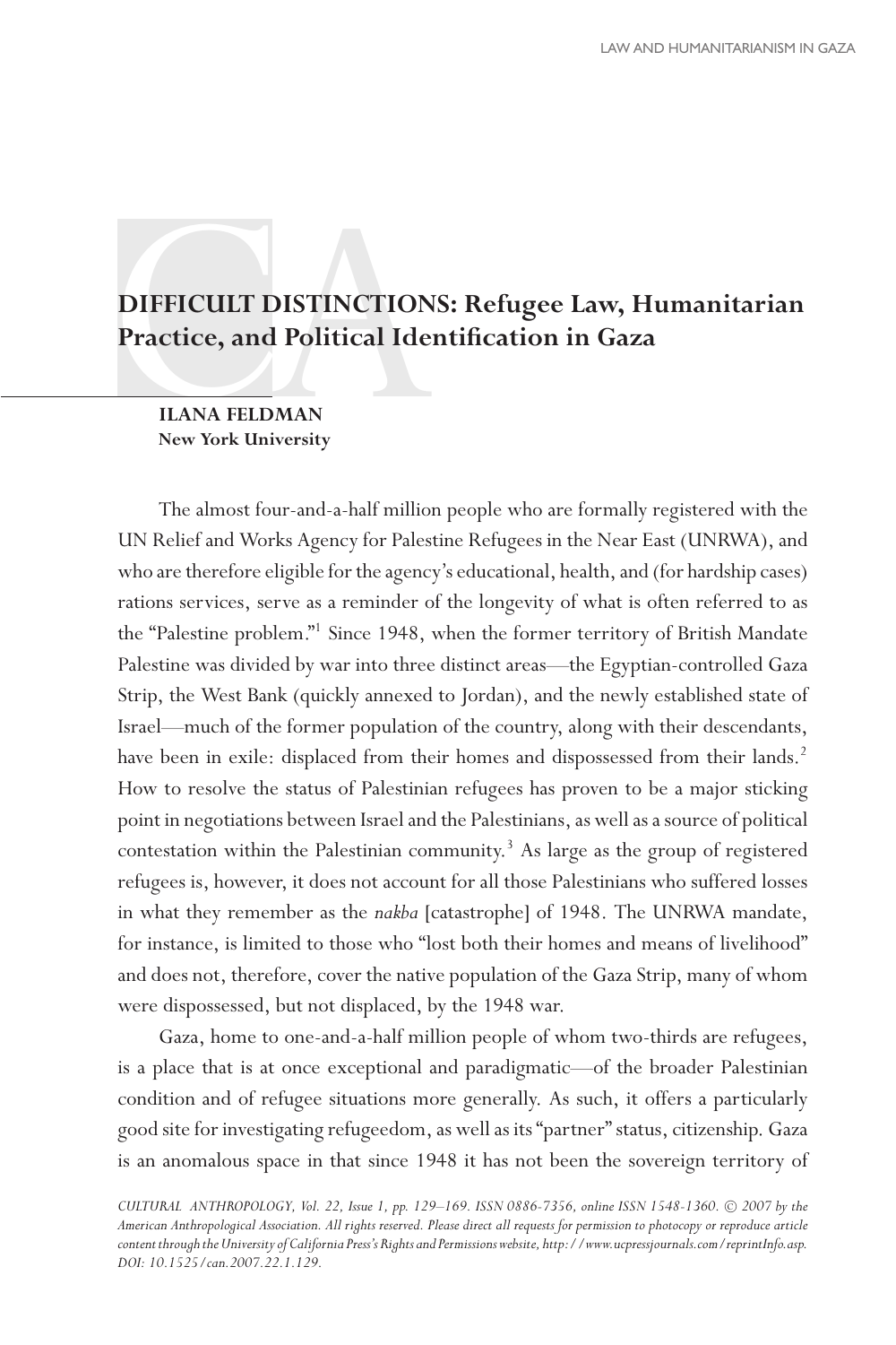# DIFFICULT DISTINCTIONS: Refugee Law, Humanitarian Practice, and Political Identification in Gaza

**ILANA FELDMAN**
**New York University**

The almost four-and-a-half million people who are formally registered with the UN Relief and Works Agency for Palestine Refugees in the Near East (UNRWA), and who are therefore eligible for the agency's educational, health, and (for hardship cases) rations services, serve as a reminder of the longevity of what is often referred to as the "Palestine problem."[1] Since 1948, when the former territory of British Mandate Palestine was divided by war into three distinct areas—the Egyptian-controlled Gaza Strip, the West Bank (quickly annexed to Jordan), and the newly established state of Israel—much of the former population of the country, along with their descendants, have been in exile: displaced from their homes and dispossessed from their lands.[2] How to resolve the status of Palestinian refugees has proven to be a major sticking point in negotiations between Israel and the Palestinians, as well as a source of political contestation within the Palestinian community.[3] As large as the group of registered refugees is, however, it does not account for all those Palestinians who suffered losses in what they remember as the *nakba* [catastrophe] of 1948. The UNRWA mandate, for instance, is limited to those who "lost both their homes and means of livelihood" and does not, therefore, cover the native population of the Gaza Strip, many of whom were dispossessed, but not displaced, by the 1948 war.

Gaza, home to one-and-a-half million people of whom two-thirds are refugees, is a place that is at once exceptional and paradigmatic—of the broader Palestinian condition and of refugee situations more generally. As such, it offers a particularly good site for investigating refugeedom, as well as its "partner" status, citizenship. Gaza is an anomalous space in that since 1948 it has not been the sovereign territory of

*CULTURAL ANTHROPOLOGY, Vol. 22, Issue 1, pp. 129–169. ISSN 0886-7356, online ISSN 1548-1360. © 2007 by the American Anthropological Association. All rights reserved. Please direct all requests for permission to photocopy or reproduce article content through the University of California Press's Rights and Permissions website, http://www.ucpressjournals.com/reprintInfo.asp. DOI: 10.1525/can.2007.22.1.129.*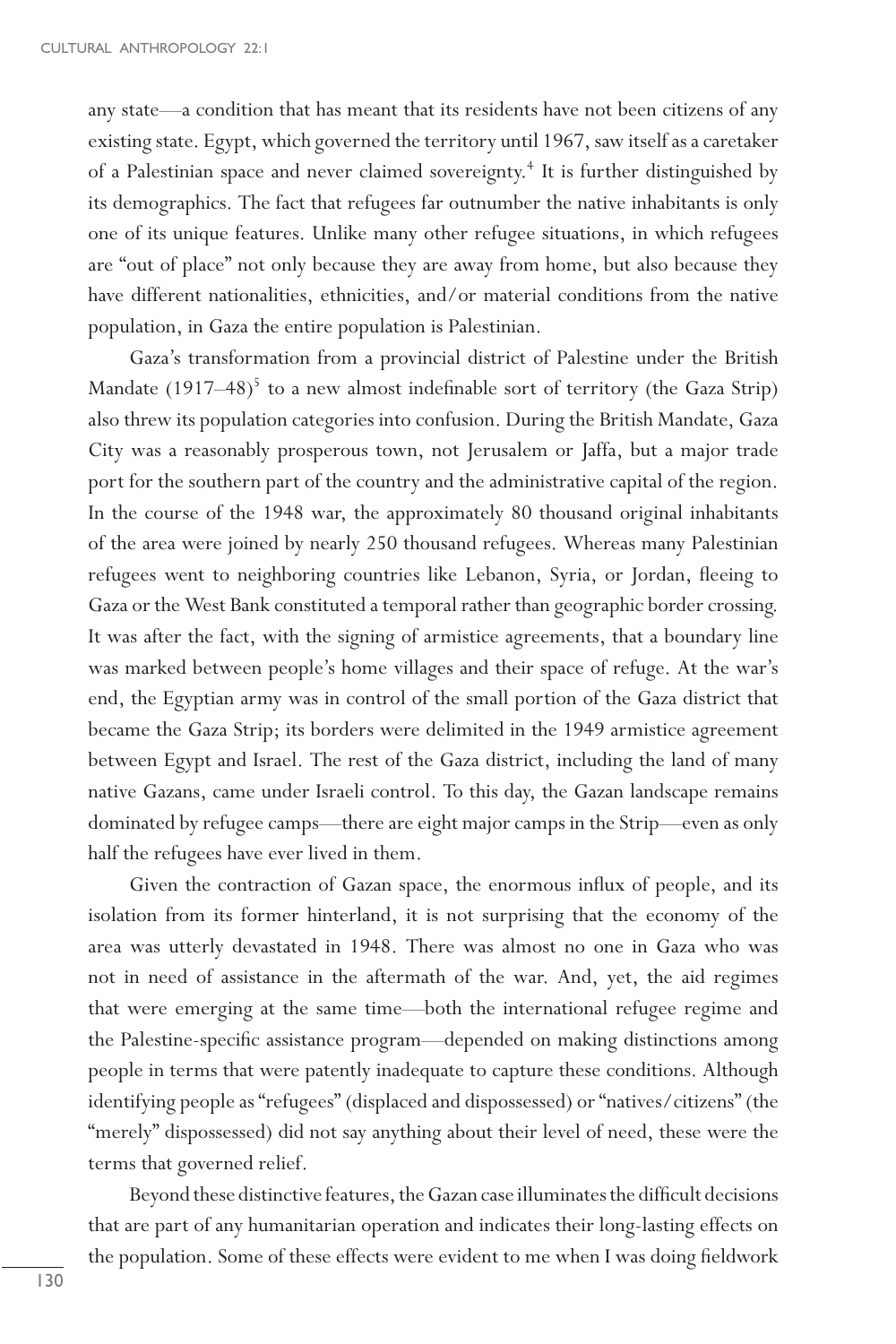any state—a condition that has meant that its residents have not been citizens of any existing state. Egypt, which governed the territory until 1967, saw itself as a caretaker of a Palestinian space and never claimed sovereignty.[4] It is further distinguished by its demographics. The fact that refugees far outnumber the native inhabitants is only one of its unique features. Unlike many other refugee situations, in which refugees are "out of place" not only because they are away from home, but also because they have different nationalities, ethnicities, and/or material conditions from the native population, in Gaza the entire population is Palestinian.

Gaza's transformation from a provincial district of Palestine under the British Mandate (1917–48)[5] to a new almost indefinable sort of territory (the Gaza Strip) also threw its population categories into confusion. During the British Mandate, Gaza City was a reasonably prosperous town, not Jerusalem or Jaffa, but a major trade port for the southern part of the country and the administrative capital of the region. In the course of the 1948 war, the approximately 80 thousand original inhabitants of the area were joined by nearly 250 thousand refugees. Whereas many Palestinian refugees went to neighboring countries like Lebanon, Syria, or Jordan, fleeing to Gaza or the West Bank constituted a temporal rather than geographic border crossing. It was after the fact, with the signing of armistice agreements, that a boundary line was marked between people's home villages and their space of refuge. At the war's end, the Egyptian army was in control of the small portion of the Gaza district that became the Gaza Strip; its borders were delimited in the 1949 armistice agreement between Egypt and Israel. The rest of the Gaza district, including the land of many native Gazans, came under Israeli control. To this day, the Gazan landscape remains dominated by refugee camps—there are eight major camps in the Strip—even as only half the refugees have ever lived in them.

Given the contraction of Gazan space, the enormous influx of people, and its isolation from its former hinterland, it is not surprising that the economy of the area was utterly devastated in 1948. There was almost no one in Gaza who was not in need of assistance in the aftermath of the war. And, yet, the aid regimes that were emerging at the same time—both the international refugee regime and the Palestine-specific assistance program—depended on making distinctions among people in terms that were patently inadequate to capture these conditions. Although identifying people as "refugees" (displaced and dispossessed) or "natives/citizens" (the "merely" dispossessed) did not say anything about their level of need, these were the terms that governed relief.

Beyond these distinctive features, the Gazan case illuminates the difficult decisions that are part of any humanitarian operation and indicates their long-lasting effects on the population. Some of these effects were evident to me when I was doing fieldwork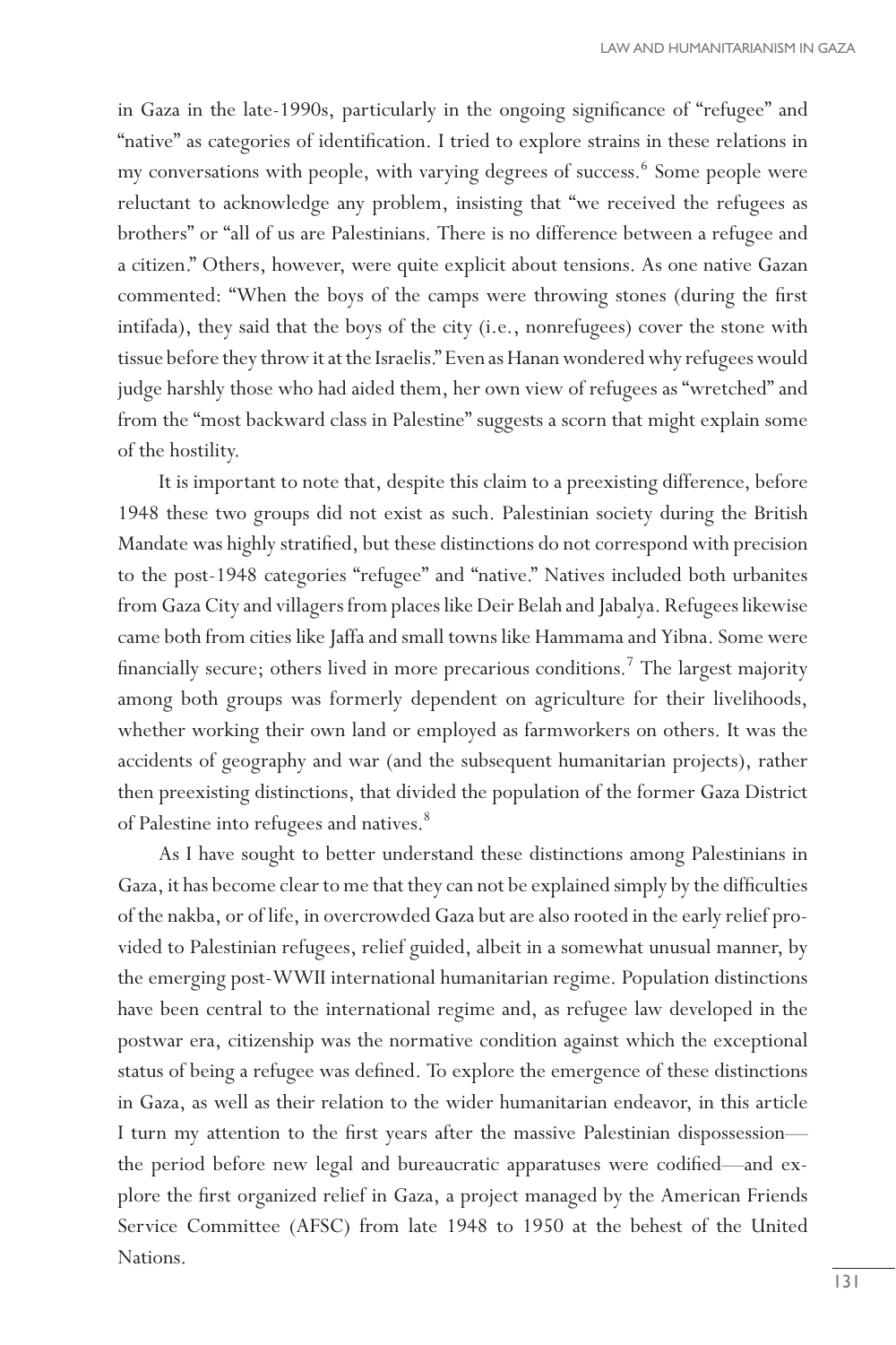in Gaza in the late-1990s, particularly in the ongoing significance of "refugee" and "native" as categories of identification. I tried to explore strains in these relations in my conversations with people, with varying degrees of success.[6] Some people were reluctant to acknowledge any problem, insisting that "we received the refugees as brothers" or "all of us are Palestinians. There is no difference between a refugee and a citizen." Others, however, were quite explicit about tensions. As one native Gazan commented: "When the boys of the camps were throwing stones (during the first intifada), they said that the boys of the city (i.e., nonrefugees) cover the stone with tissue before they throw it at the Israelis." Even as Hanan wondered why refugees would judge harshly those who had aided them, her own view of refugees as "wretched" and from the "most backward class in Palestine" suggests a scorn that might explain some of the hostility.

It is important to note that, despite this claim to a preexisting difference, before 1948 these two groups did not exist as such. Palestinian society during the British Mandate was highly stratified, but these distinctions do not correspond with precision to the post-1948 categories "refugee" and "native." Natives included both urbanites from Gaza City and villagers from places like Deir Belah and Jabalya. Refugees likewise came both from cities like Jaffa and small towns like Hammama and Yibna. Some were financially secure; others lived in more precarious conditions.[7] The largest majority among both groups was formerly dependent on agriculture for their livelihoods, whether working their own land or employed as farmworkers on others. It was the accidents of geography and war (and the subsequent humanitarian projects), rather then preexisting distinctions, that divided the population of the former Gaza District of Palestine into refugees and natives.[8]

As I have sought to better understand these distinctions among Palestinians in Gaza, it has become clear to me that they can not be explained simply by the difficulties of the nakba, or of life, in overcrowded Gaza but are also rooted in the early relief provided to Palestinian refugees, relief guided, albeit in a somewhat unusual manner, by the emerging post-WWII international humanitarian regime. Population distinctions have been central to the international regime and, as refugee law developed in the postwar era, citizenship was the normative condition against which the exceptional status of being a refugee was defined. To explore the emergence of these distinctions in Gaza, as well as their relation to the wider humanitarian endeavor, in this article I turn my attention to the first years after the massive Palestinian dispossession—the period before new legal and bureaucratic apparatuses were codified—and explore the first organized relief in Gaza, a project managed by the American Friends Service Committee (AFSC) from late 1948 to 1950 at the behest of the United Nations.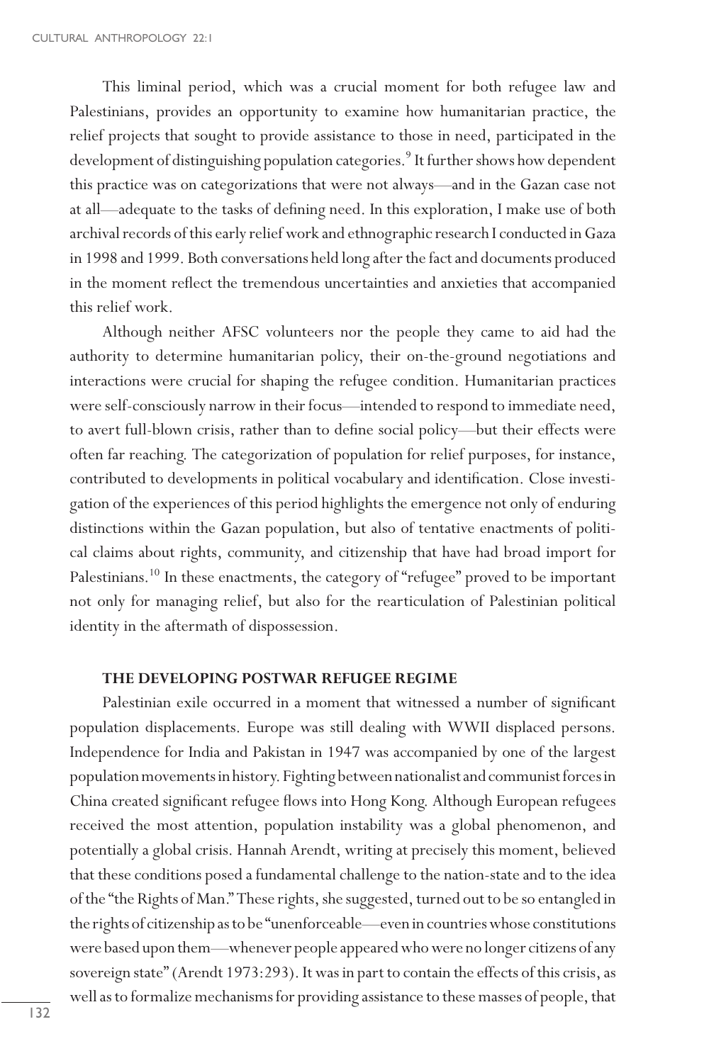This liminal period, which was a crucial moment for both refugee law and Palestinians, provides an opportunity to examine how humanitarian practice, the relief projects that sought to provide assistance to those in need, participated in the development of distinguishing population categories.[9] It further shows how dependent this practice was on categorizations that were not always—and in the Gazan case not at all—adequate to the tasks of defining need. In this exploration, I make use of both archival records of this early relief work and ethnographic research I conducted in Gaza in 1998 and 1999. Both conversations held long after the fact and documents produced in the moment reflect the tremendous uncertainties and anxieties that accompanied this relief work.

Although neither AFSC volunteers nor the people they came to aid had the authority to determine humanitarian policy, their on-the-ground negotiations and interactions were crucial for shaping the refugee condition. Humanitarian practices were self-consciously narrow in their focus—intended to respond to immediate need, to avert full-blown crisis, rather than to define social policy—but their effects were often far reaching. The categorization of population for relief purposes, for instance, contributed to developments in political vocabulary and identification. Close investigation of the experiences of this period highlights the emergence not only of enduring distinctions within the Gazan population, but also of tentative enactments of political claims about rights, community, and citizenship that have had broad import for Palestinians.[10] In these enactments, the category of "refugee" proved to be important not only for managing relief, but also for the rearticulation of Palestinian political identity in the aftermath of dispossession.

## THE DEVELOPING POSTWAR REFUGEE REGIME

Palestinian exile occurred in a moment that witnessed a number of significant population displacements. Europe was still dealing with WWII displaced persons. Independence for India and Pakistan in 1947 was accompanied by one of the largest population movements in history. Fighting between nationalist and communist forces in China created significant refugee flows into Hong Kong. Although European refugees received the most attention, population instability was a global phenomenon, and potentially a global crisis. Hannah Arendt, writing at precisely this moment, believed that these conditions posed a fundamental challenge to the nation-state and to the idea of the "the Rights of Man." These rights, she suggested, turned out to be so entangled in the rights of citizenship as to be "unenforceable—even in countries whose constitutions were based upon them—whenever people appeared who were no longer citizens of any sovereign state" (Arendt 1973:293). It was in part to contain the effects of this crisis, as well as to formalize mechanisms for providing assistance to these masses of people, that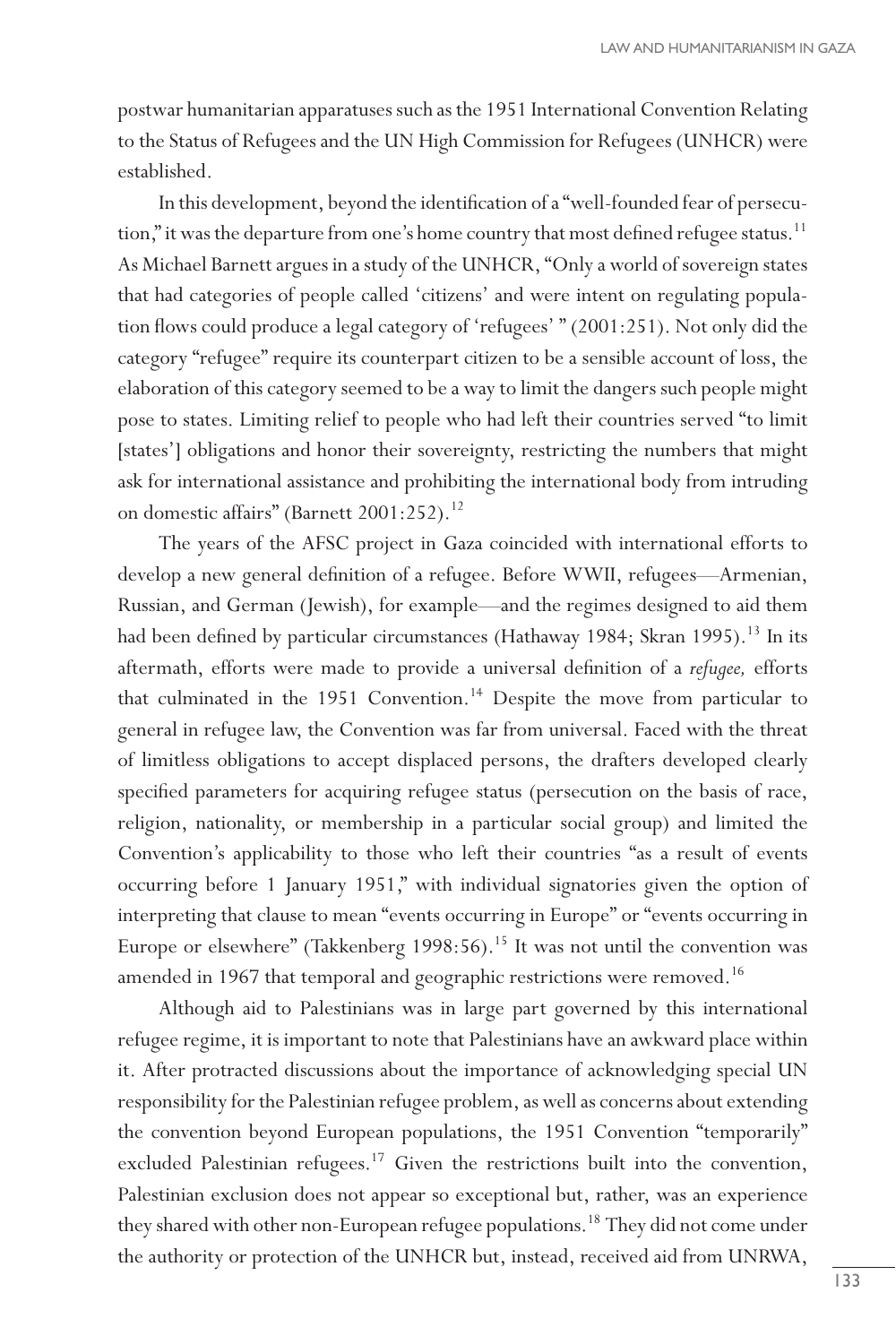postwar humanitarian apparatuses such as the 1951 International Convention Relating to the Status of Refugees and the UN High Commission for Refugees (UNHCR) were established.

In this development, beyond the identification of a "well-founded fear of persecution," it was the departure from one's home country that most defined refugee status.[11] As Michael Barnett argues in a study of the UNHCR, "Only a world of sovereign states that had categories of people called 'citizens' and were intent on regulating population flows could produce a legal category of 'refugees' " (2001:251). Not only did the category "refugee" require its counterpart citizen to be a sensible account of loss, the elaboration of this category seemed to be a way to limit the dangers such people might pose to states. Limiting relief to people who had left their countries served "to limit [states'] obligations and honor their sovereignty, restricting the numbers that might ask for international assistance and prohibiting the international body from intruding on domestic affairs" (Barnett 2001:252).[12]

The years of the AFSC project in Gaza coincided with international efforts to develop a new general definition of a refugee. Before WWII, refugees—Armenian, Russian, and German (Jewish), for example—and the regimes designed to aid them had been defined by particular circumstances (Hathaway 1984; Skran 1995).[13] In its aftermath, efforts were made to provide a universal definition of a *refugee,* efforts that culminated in the 1951 Convention.[14] Despite the move from particular to general in refugee law, the Convention was far from universal. Faced with the threat of limitless obligations to accept displaced persons, the drafters developed clearly specified parameters for acquiring refugee status (persecution on the basis of race, religion, nationality, or membership in a particular social group) and limited the Convention's applicability to those who left their countries "as a result of events occurring before 1 January 1951," with individual signatories given the option of interpreting that clause to mean "events occurring in Europe" or "events occurring in Europe or elsewhere" (Takkenberg 1998:56).[15] It was not until the convention was amended in 1967 that temporal and geographic restrictions were removed.[16]

Although aid to Palestinians was in large part governed by this international refugee regime, it is important to note that Palestinians have an awkward place within it. After protracted discussions about the importance of acknowledging special UN responsibility for the Palestinian refugee problem, as well as concerns about extending the convention beyond European populations, the 1951 Convention "temporarily" excluded Palestinian refugees.[17] Given the restrictions built into the convention, Palestinian exclusion does not appear so exceptional but, rather, was an experience they shared with other non-European refugee populations.[18] They did not come under the authority or protection of the UNHCR but, instead, received aid from UNRWA,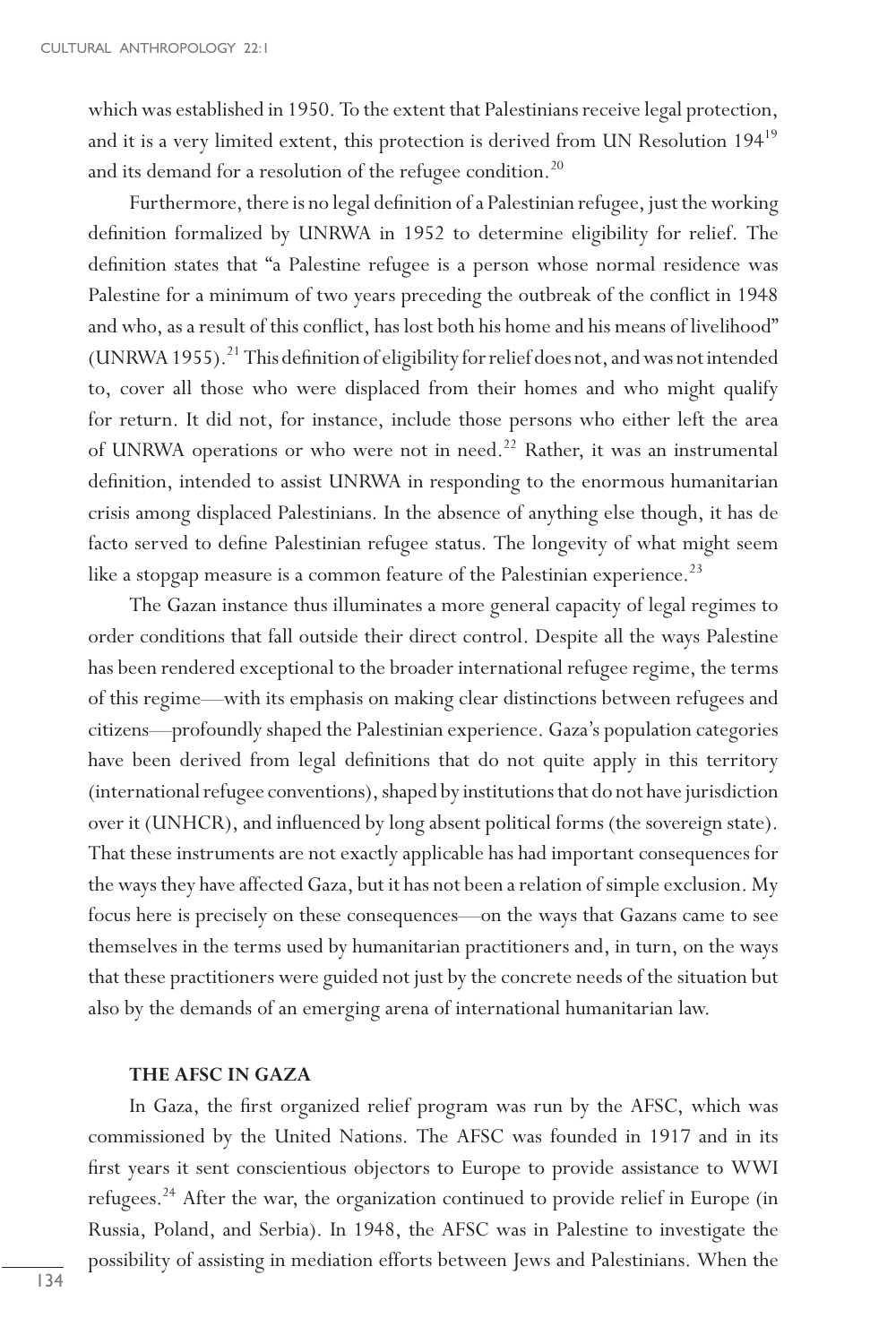which was established in 1950. To the extent that Palestinians receive legal protection, and it is a very limited extent, this protection is derived from UN Resolution 194[19] and its demand for a resolution of the refugee condition.[20]

Furthermore, there is no legal definition of a Palestinian refugee, just the working definition formalized by UNRWA in 1952 to determine eligibility for relief. The definition states that "a Palestine refugee is a person whose normal residence was Palestine for a minimum of two years preceding the outbreak of the conflict in 1948 and who, as a result of this conflict, has lost both his home and his means of livelihood" (UNRWA 1955).[21] This definition of eligibility for relief does not, and was not intended to, cover all those who were displaced from their homes and who might qualify for return. It did not, for instance, include those persons who either left the area of UNRWA operations or who were not in need.[22] Rather, it was an instrumental definition, intended to assist UNRWA in responding to the enormous humanitarian crisis among displaced Palestinians. In the absence of anything else though, it has de facto served to define Palestinian refugee status. The longevity of what might seem like a stopgap measure is a common feature of the Palestinian experience.[23]

The Gazan instance thus illuminates a more general capacity of legal regimes to order conditions that fall outside their direct control. Despite all the ways Palestine has been rendered exceptional to the broader international refugee regime, the terms of this regime—with its emphasis on making clear distinctions between refugees and citizens—profoundly shaped the Palestinian experience. Gaza's population categories have been derived from legal definitions that do not quite apply in this territory (international refugee conventions), shaped by institutions that do not have jurisdiction over it (UNHCR), and influenced by long absent political forms (the sovereign state). That these instruments are not exactly applicable has had important consequences for the ways they have affected Gaza, but it has not been a relation of simple exclusion. My focus here is precisely on these consequences—on the ways that Gazans came to see themselves in the terms used by humanitarian practitioners and, in turn, on the ways that these practitioners were guided not just by the concrete needs of the situation but also by the demands of an emerging arena of international humanitarian law.

## THE AFSC IN GAZA

In Gaza, the first organized relief program was run by the AFSC, which was commissioned by the United Nations. The AFSC was founded in 1917 and in its first years it sent conscientious objectors to Europe to provide assistance to WWI refugees.[24] After the war, the organization continued to provide relief in Europe (in Russia, Poland, and Serbia). In 1948, the AFSC was in Palestine to investigate the possibility of assisting in mediation efforts between Jews and Palestinians. When the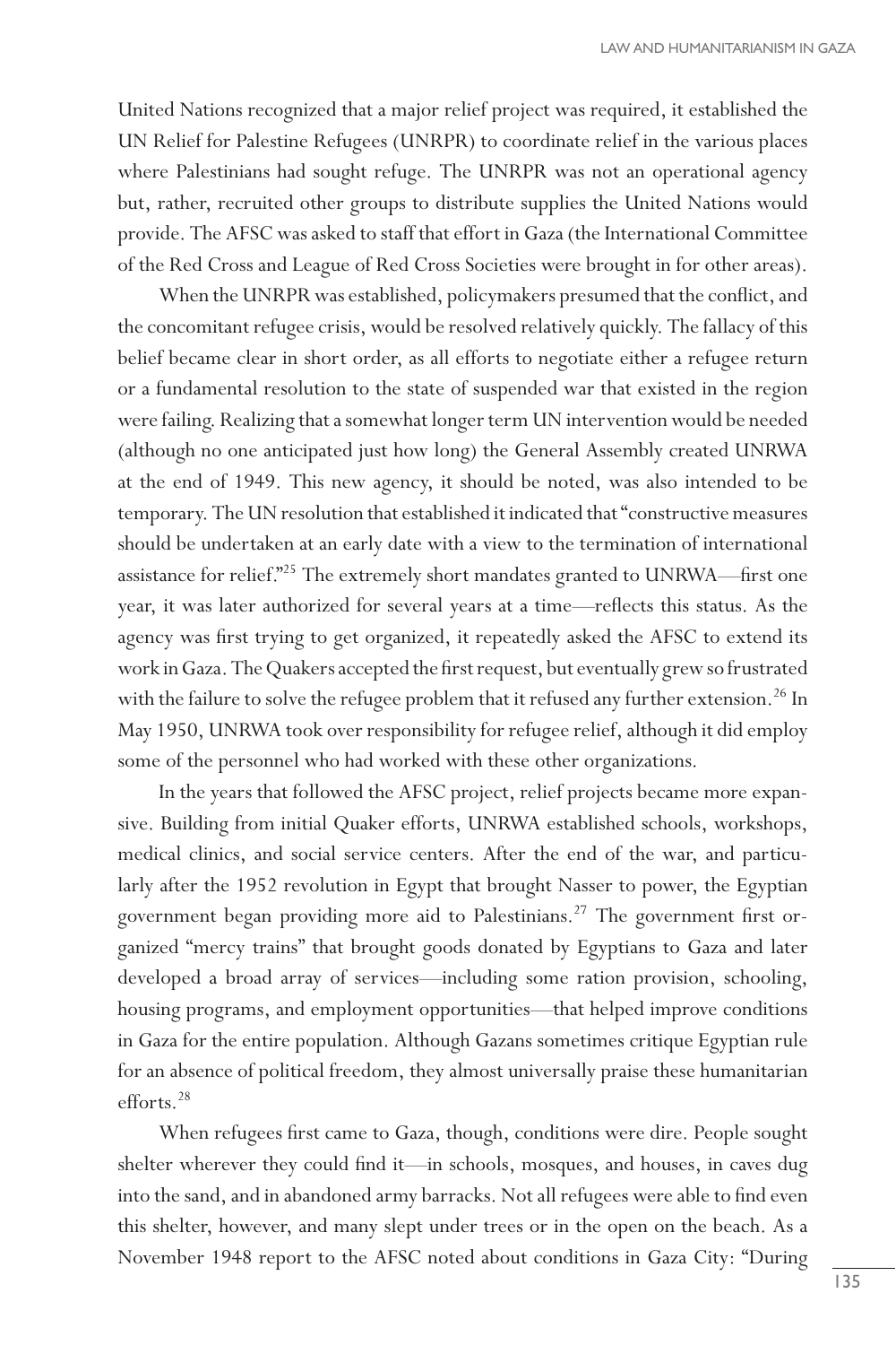United Nations recognized that a major relief project was required, it established the UN Relief for Palestine Refugees (UNRPR) to coordinate relief in the various places where Palestinians had sought refuge. The UNRPR was not an operational agency but, rather, recruited other groups to distribute supplies the United Nations would provide. The AFSC was asked to staff that effort in Gaza (the International Committee of the Red Cross and League of Red Cross Societies were brought in for other areas).

When the UNRPR was established, policymakers presumed that the conflict, and the concomitant refugee crisis, would be resolved relatively quickly. The fallacy of this belief became clear in short order, as all efforts to negotiate either a refugee return or a fundamental resolution to the state of suspended war that existed in the region were failing. Realizing that a somewhat longer term UN intervention would be needed (although no one anticipated just how long) the General Assembly created UNRWA at the end of 1949. This new agency, it should be noted, was also intended to be temporary. The UN resolution that established it indicated that "constructive measures should be undertaken at an early date with a view to the termination of international assistance for relief."[25] The extremely short mandates granted to UNRWA—first one year, it was later authorized for several years at a time—reflects this status. As the agency was first trying to get organized, it repeatedly asked the AFSC to extend its work in Gaza. The Quakers accepted the first request, but eventually grew so frustrated with the failure to solve the refugee problem that it refused any further extension.[26] In May 1950, UNRWA took over responsibility for refugee relief, although it did employ some of the personnel who had worked with these other organizations.

In the years that followed the AFSC project, relief projects became more expansive. Building from initial Quaker efforts, UNRWA established schools, workshops, medical clinics, and social service centers. After the end of the war, and particularly after the 1952 revolution in Egypt that brought Nasser to power, the Egyptian government began providing more aid to Palestinians.[27] The government first organized "mercy trains" that brought goods donated by Egyptians to Gaza and later developed a broad array of services—including some ration provision, schooling, housing programs, and employment opportunities—that helped improve conditions in Gaza for the entire population. Although Gazans sometimes critique Egyptian rule for an absence of political freedom, they almost universally praise these humanitarian efforts.[28]

When refugees first came to Gaza, though, conditions were dire. People sought shelter wherever they could find it—in schools, mosques, and houses, in caves dug into the sand, and in abandoned army barracks. Not all refugees were able to find even this shelter, however, and many slept under trees or in the open on the beach. As a November 1948 report to the AFSC noted about conditions in Gaza City: "During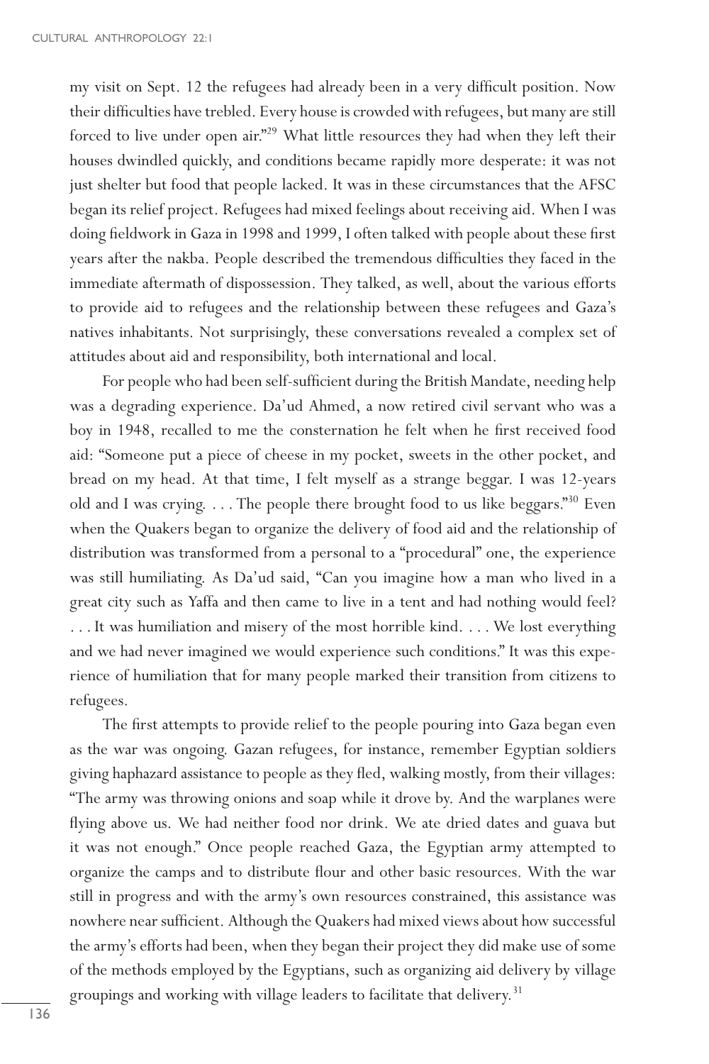my visit on Sept. 12 the refugees had already been in a very difficult position. Now their difficulties have trebled. Every house is crowded with refugees, but many are still forced to live under open air."[29] What little resources they had when they left their houses dwindled quickly, and conditions became rapidly more desperate: it was not just shelter but food that people lacked. It was in these circumstances that the AFSC began its relief project. Refugees had mixed feelings about receiving aid. When I was doing fieldwork in Gaza in 1998 and 1999, I often talked with people about these first years after the nakba. People described the tremendous difficulties they faced in the immediate aftermath of dispossession. They talked, as well, about the various efforts to provide aid to refugees and the relationship between these refugees and Gaza's natives inhabitants. Not surprisingly, these conversations revealed a complex set of attitudes about aid and responsibility, both international and local.

For people who had been self-sufficient during the British Mandate, needing help was a degrading experience. Da'ud Ahmed, a now retired civil servant who was a boy in 1948, recalled to me the consternation he felt when he first received food aid: "Someone put a piece of cheese in my pocket, sweets in the other pocket, and bread on my head. At that time, I felt myself as a strange beggar. I was 12-years old and I was crying. . . . The people there brought food to us like beggars."[30] Even when the Quakers began to organize the delivery of food aid and the relationship of distribution was transformed from a personal to a "procedural" one, the experience was still humiliating. As Da'ud said, "Can you imagine how a man who lived in a great city such as Yaffa and then came to live in a tent and had nothing would feel? . . . It was humiliation and misery of the most horrible kind. . . . We lost everything and we had never imagined we would experience such conditions." It was this experience of humiliation that for many people marked their transition from citizens to refugees.

The first attempts to provide relief to the people pouring into Gaza began even as the war was ongoing. Gazan refugees, for instance, remember Egyptian soldiers giving haphazard assistance to people as they fled, walking mostly, from their villages: "The army was throwing onions and soap while it drove by. And the warplanes were flying above us. We had neither food nor drink. We ate dried dates and guava but it was not enough." Once people reached Gaza, the Egyptian army attempted to organize the camps and to distribute flour and other basic resources. With the war still in progress and with the army's own resources constrained, this assistance was nowhere near sufficient. Although the Quakers had mixed views about how successful the army's efforts had been, when they began their project they did make use of some of the methods employed by the Egyptians, such as organizing aid delivery by village groupings and working with village leaders to facilitate that delivery.[31]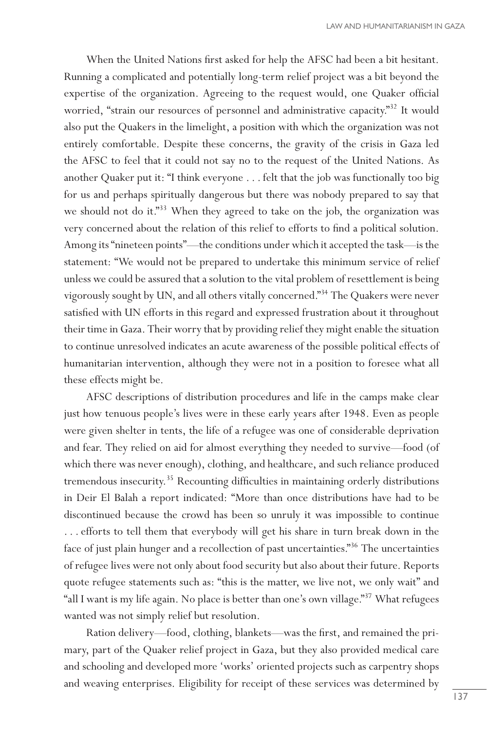When the United Nations first asked for help the AFSC had been a bit hesitant. Running a complicated and potentially long-term relief project was a bit beyond the expertise of the organization. Agreeing to the request would, one Quaker official worried, "strain our resources of personnel and administrative capacity."[32] It would also put the Quakers in the limelight, a position with which the organization was not entirely comfortable. Despite these concerns, the gravity of the crisis in Gaza led the AFSC to feel that it could not say no to the request of the United Nations. As another Quaker put it: "I think everyone . . . felt that the job was functionally too big for us and perhaps spiritually dangerous but there was nobody prepared to say that we should not do it."[33] When they agreed to take on the job, the organization was very concerned about the relation of this relief to efforts to find a political solution. Among its "nineteen points"—the conditions under which it accepted the task—is the statement: "We would not be prepared to undertake this minimum service of relief unless we could be assured that a solution to the vital problem of resettlement is being vigorously sought by UN, and all others vitally concerned."[34] The Quakers were never satisfied with UN efforts in this regard and expressed frustration about it throughout their time in Gaza. Their worry that by providing relief they might enable the situation to continue unresolved indicates an acute awareness of the possible political effects of humanitarian intervention, although they were not in a position to foresee what all these effects might be.

AFSC descriptions of distribution procedures and life in the camps make clear just how tenuous people's lives were in these early years after 1948. Even as people were given shelter in tents, the life of a refugee was one of considerable deprivation and fear. They relied on aid for almost everything they needed to survive—food (of which there was never enough), clothing, and healthcare, and such reliance produced tremendous insecurity.[35] Recounting difficulties in maintaining orderly distributions in Deir El Balah a report indicated: "More than once distributions have had to be discontinued because the crowd has been so unruly it was impossible to continue . . . efforts to tell them that everybody will get his share in turn break down in the face of just plain hunger and a recollection of past uncertainties."[36] The uncertainties of refugee lives were not only about food security but also about their future. Reports quote refugee statements such as: "this is the matter, we live not, we only wait" and "all I want is my life again. No place is better than one's own village."[37] What refugees wanted was not simply relief but resolution.

Ration delivery—food, clothing, blankets—was the first, and remained the primary, part of the Quaker relief project in Gaza, but they also provided medical care and schooling and developed more 'works' oriented projects such as carpentry shops and weaving enterprises. Eligibility for receipt of these services was determined by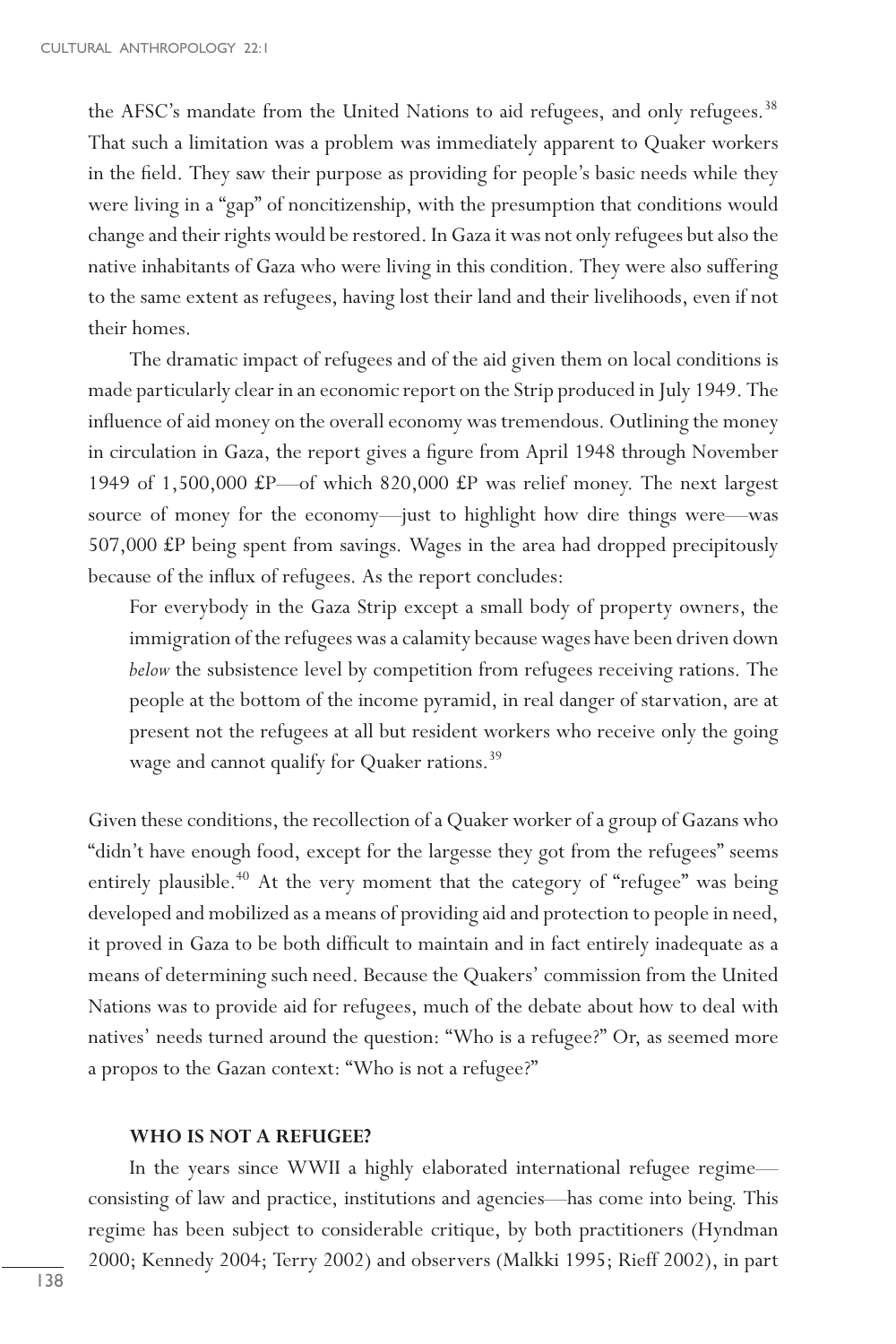the AFSC's mandate from the United Nations to aid refugees, and only refugees.[38] That such a limitation was a problem was immediately apparent to Quaker workers in the field. They saw their purpose as providing for people's basic needs while they were living in a "gap" of noncitizenship, with the presumption that conditions would change and their rights would be restored. In Gaza it was not only refugees but also the native inhabitants of Gaza who were living in this condition. They were also suffering to the same extent as refugees, having lost their land and their livelihoods, even if not their homes.

The dramatic impact of refugees and of the aid given them on local conditions is made particularly clear in an economic report on the Strip produced in July 1949. The influence of aid money on the overall economy was tremendous. Outlining the money in circulation in Gaza, the report gives a figure from April 1948 through November 1949 of 1,500,000 £P—of which 820,000 £P was relief money. The next largest source of money for the economy—just to highlight how dire things were—was 507,000 £P being spent from savings. Wages in the area had dropped precipitously because of the influx of refugees. As the report concludes:

> For everybody in the Gaza Strip except a small body of property owners, the immigration of the refugees was a calamity because wages have been driven down *below* the subsistence level by competition from refugees receiving rations. The people at the bottom of the income pyramid, in real danger of starvation, are at present not the refugees at all but resident workers who receive only the going wage and cannot qualify for Quaker rations.[39]

Given these conditions, the recollection of a Quaker worker of a group of Gazans who "didn't have enough food, except for the largesse they got from the refugees" seems entirely plausible.[40] At the very moment that the category of "refugee" was being developed and mobilized as a means of providing aid and protection to people in need, it proved in Gaza to be both difficult to maintain and in fact entirely inadequate as a means of determining such need. Because the Quakers' commission from the United Nations was to provide aid for refugees, much of the debate about how to deal with natives' needs turned around the question: "Who is a refugee?" Or, as seemed more a propos to the Gazan context: "Who is not a refugee?"

## WHO IS NOT A REFUGEE?

In the years since WWII a highly elaborated international refugee regime—consisting of law and practice, institutions and agencies—has come into being. This regime has been subject to considerable critique, by both practitioners (Hyndman 2000; Kennedy 2004; Terry 2002) and observers (Malkki 1995; Rieff 2002), in part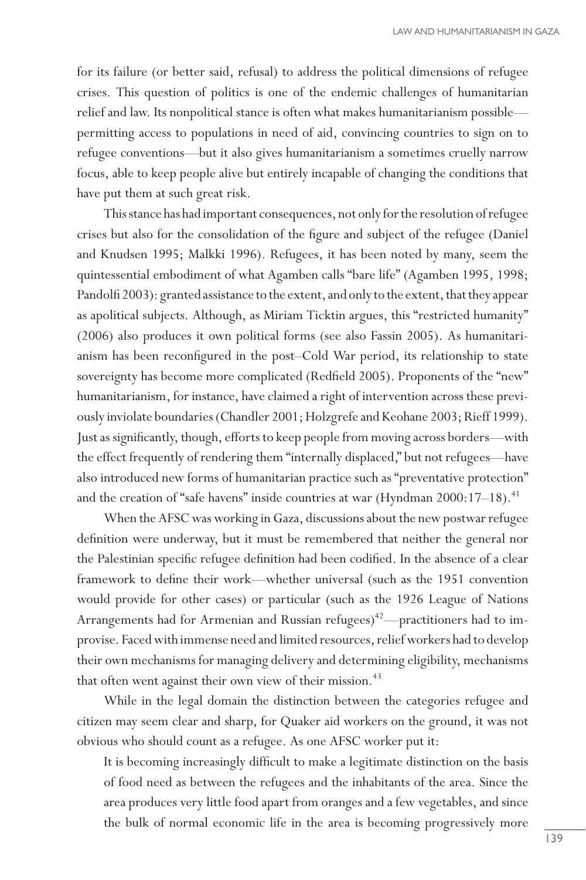for its failure (or better said, refusal) to address the political dimensions of refugee crises. This question of politics is one of the endemic challenges of humanitarian relief and law. Its nonpolitical stance is often what makes humanitarianism possible—permitting access to populations in need of aid, convincing countries to sign on to refugee conventions—but it also gives humanitarianism a sometimes cruelly narrow focus, able to keep people alive but entirely incapable of changing the conditions that have put them at such great risk.

This stance has had important consequences, not only for the resolution of refugee crises but also for the consolidation of the figure and subject of the refugee (Daniel and Knudsen 1995; Malkki 1996). Refugees, it has been noted by many, seem the quintessential embodiment of what Agamben calls "bare life" (Agamben 1995, 1998; Pandolfi 2003): granted assistance to the extent, and only to the extent, that they appear as apolitical subjects. Although, as Miriam Ticktin argues, this "restricted humanity" (2006) also produces it own political forms (see also Fassin 2005). As humanitarianism has been reconfigured in the post–Cold War period, its relationship to state sovereignty has become more complicated (Redfield 2005). Proponents of the "new" humanitarianism, for instance, have claimed a right of intervention across these previously inviolate boundaries (Chandler 2001; Holzgrefe and Keohane 2003; Rieff 1999). Just as significantly, though, efforts to keep people from moving across borders—with the effect frequently of rendering them "internally displaced," but not refugees—have also introduced new forms of humanitarian practice such as "preventative protection" and the creation of "safe havens" inside countries at war (Hyndman 2000:17–18).[41]

When the AFSC was working in Gaza, discussions about the new postwar refugee definition were underway, but it must be remembered that neither the general nor the Palestinian specific refugee definition had been codified. In the absence of a clear framework to define their work—whether universal (such as the 1951 convention would provide for other cases) or particular (such as the 1926 League of Nations Arrangements had for Armenian and Russian refugees)[42]—practitioners had to improvise. Faced with immense need and limited resources, relief workers had to develop their own mechanisms for managing delivery and determining eligibility, mechanisms that often went against their own view of their mission.[43]

While in the legal domain the distinction between the categories refugee and citizen may seem clear and sharp, for Quaker aid workers on the ground, it was not obvious who should count as a refugee. As one AFSC worker put it:

> It is becoming increasingly difficult to make a legitimate distinction on the basis of food need as between the refugees and the inhabitants of the area. Since the area produces very little food apart from oranges and a few vegetables, and since the bulk of normal economic life in the area is becoming progressively more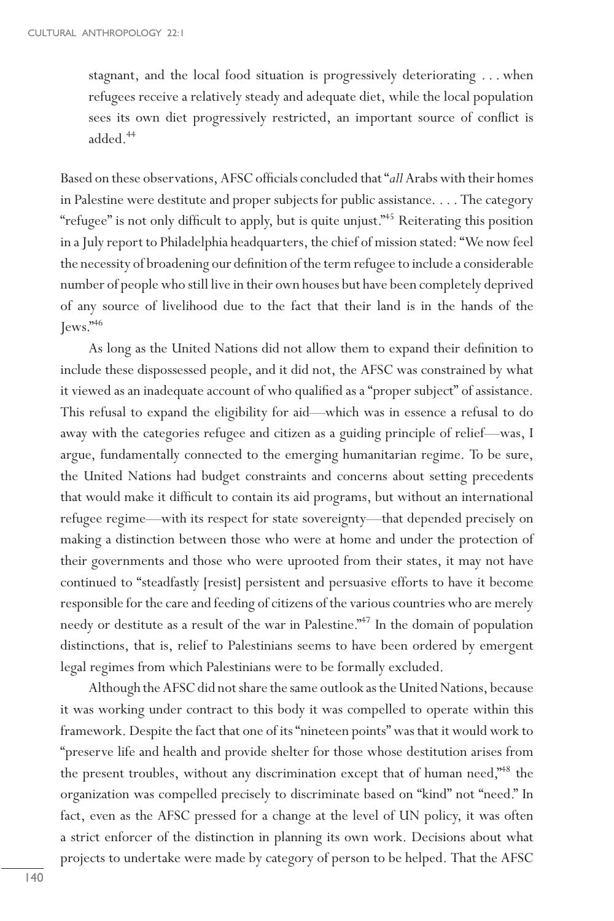> stagnant, and the local food situation is progressively deteriorating . . . when refugees receive a relatively steady and adequate diet, while the local population sees its own diet progressively restricted, an important source of conflict is added.[44]

Based on these observations, AFSC officials concluded that "*all* Arabs with their homes in Palestine were destitute and proper subjects for public assistance. . . . The category "refugee" is not only difficult to apply, but is quite unjust."[45] Reiterating this position in a July report to Philadelphia headquarters, the chief of mission stated: "We now feel the necessity of broadening our definition of the term refugee to include a considerable number of people who still live in their own houses but have been completely deprived of any source of livelihood due to the fact that their land is in the hands of the Jews."[46]

As long as the United Nations did not allow them to expand their definition to include these dispossessed people, and it did not, the AFSC was constrained by what it viewed as an inadequate account of who qualified as a "proper subject" of assistance. This refusal to expand the eligibility for aid—which was in essence a refusal to do away with the categories refugee and citizen as a guiding principle of relief—was, I argue, fundamentally connected to the emerging humanitarian regime. To be sure, the United Nations had budget constraints and concerns about setting precedents that would make it difficult to contain its aid programs, but without an international refugee regime—with its respect for state sovereignty—that depended precisely on making a distinction between those who were at home and under the protection of their governments and those who were uprooted from their states, it may not have continued to "steadfastly [resist] persistent and persuasive efforts to have it become responsible for the care and feeding of citizens of the various countries who are merely needy or destitute as a result of the war in Palestine."[47] In the domain of population distinctions, that is, relief to Palestinians seems to have been ordered by emergent legal regimes from which Palestinians were to be formally excluded.

Although the AFSC did not share the same outlook as the United Nations, because it was working under contract to this body it was compelled to operate within this framework. Despite the fact that one of its "nineteen points" was that it would work to "preserve life and health and provide shelter for those whose destitution arises from the present troubles, without any discrimination except that of human need,"[48] the organization was compelled precisely to discriminate based on "kind" not "need." In fact, even as the AFSC pressed for a change at the level of UN policy, it was often a strict enforcer of the distinction in planning its own work. Decisions about what projects to undertake were made by category of person to be helped. That the AFSC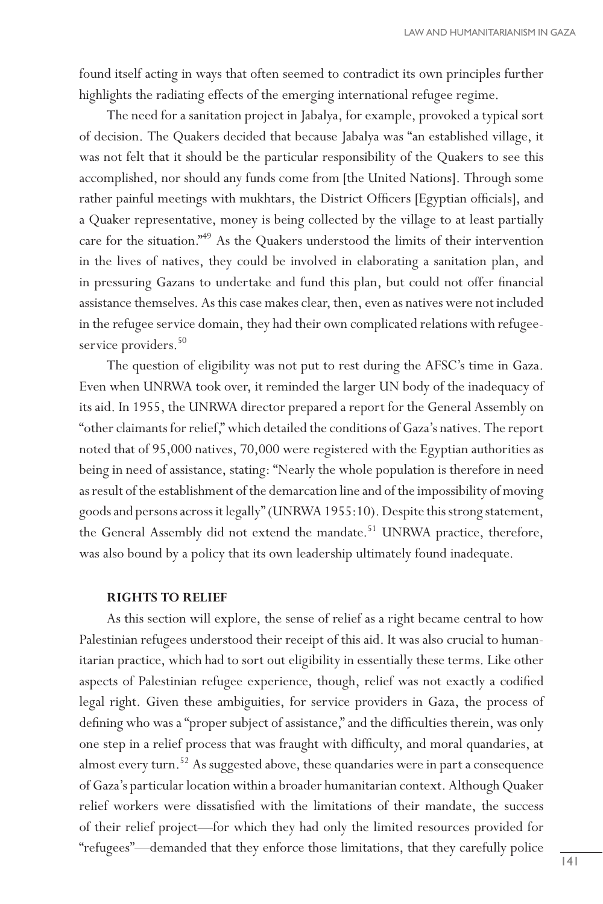found itself acting in ways that often seemed to contradict its own principles further highlights the radiating effects of the emerging international refugee regime.

The need for a sanitation project in Jabalya, for example, provoked a typical sort of decision. The Quakers decided that because Jabalya was "an established village, it was not felt that it should be the particular responsibility of the Quakers to see this accomplished, nor should any funds come from [the United Nations]. Through some rather painful meetings with mukhtars, the District Officers [Egyptian officials], and a Quaker representative, money is being collected by the village to at least partially care for the situation."[49] As the Quakers understood the limits of their intervention in the lives of natives, they could be involved in elaborating a sanitation plan, and in pressuring Gazans to undertake and fund this plan, but could not offer financial assistance themselves. As this case makes clear, then, even as natives were not included in the refugee service domain, they had their own complicated relations with refugee-service providers.[50]

The question of eligibility was not put to rest during the AFSC's time in Gaza. Even when UNRWA took over, it reminded the larger UN body of the inadequacy of its aid. In 1955, the UNRWA director prepared a report for the General Assembly on "other claimants for relief," which detailed the conditions of Gaza's natives. The report noted that of 95,000 natives, 70,000 were registered with the Egyptian authorities as being in need of assistance, stating: "Nearly the whole population is therefore in need as result of the establishment of the demarcation line and of the impossibility of moving goods and persons across it legally" (UNRWA 1955:10). Despite this strong statement, the General Assembly did not extend the mandate.[51] UNRWA practice, therefore, was also bound by a policy that its own leadership ultimately found inadequate.

### RIGHTS TO RELIEF

As this section will explore, the sense of relief as a right became central to how Palestinian refugees understood their receipt of this aid. It was also crucial to humanitarian practice, which had to sort out eligibility in essentially these terms. Like other aspects of Palestinian refugee experience, though, relief was not exactly a codified legal right. Given these ambiguities, for service providers in Gaza, the process of defining who was a "proper subject of assistance," and the difficulties therein, was only one step in a relief process that was fraught with difficulty, and moral quandaries, at almost every turn.[52] As suggested above, these quandaries were in part a consequence of Gaza's particular location within a broader humanitarian context. Although Quaker relief workers were dissatisfied with the limitations of their mandate, the success of their relief project—for which they had only the limited resources provided for "refugees"—demanded that they enforce those limitations, that they carefully police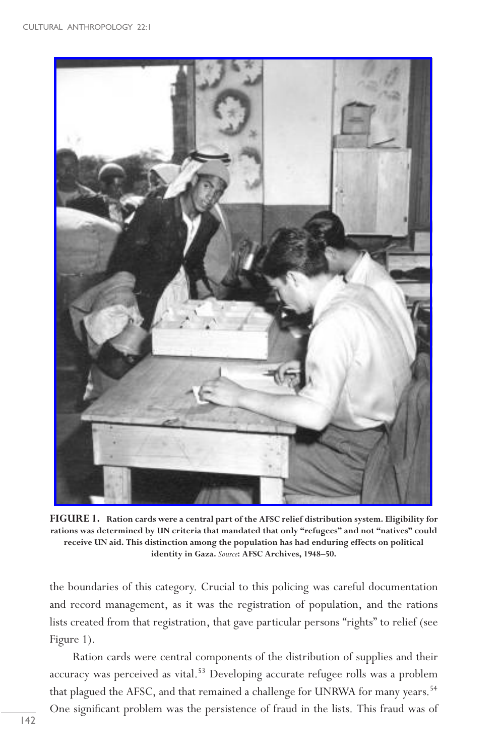**FIGURE 1.** **Ration cards were a central part of the AFSC relief distribution system. Eligibility for rations was determined by UN criteria that mandated that only "refugees" and not "natives" could receive UN aid. This distinction among the population has had enduring effects on political identity in Gaza.** *Source*: **AFSC Archives, 1948–50.**

the boundaries of this category. Crucial to this policing was careful documentation and record management, as it was the registration of population, and the rations lists created from that registration, that gave particular persons "rights" to relief (see Figure 1).

Ration cards were central components of the distribution of supplies and their accuracy was perceived as vital.[53] Developing accurate refugee rolls was a problem that plagued the AFSC, and that remained a challenge for UNRWA for many years.[54] One significant problem was the persistence of fraud in the lists. This fraud was of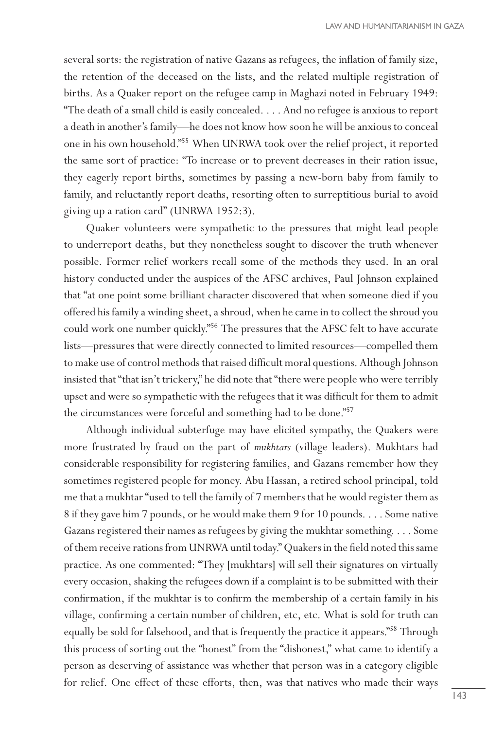several sorts: the registration of native Gazans as refugees, the inflation of family size, the retention of the deceased on the lists, and the related multiple registration of births. As a Quaker report on the refugee camp in Maghazi noted in February 1949: "The death of a small child is easily concealed. . . . And no refugee is anxious to report a death in another's family—he does not know how soon he will be anxious to conceal one in his own household."[55] When UNRWA took over the relief project, it reported the same sort of practice: "To increase or to prevent decreases in their ration issue, they eagerly report births, sometimes by passing a new-born baby from family to family, and reluctantly report deaths, resorting often to surreptitious burial to avoid giving up a ration card" (UNRWA 1952:3).

Quaker volunteers were sympathetic to the pressures that might lead people to underreport deaths, but they nonetheless sought to discover the truth whenever possible. Former relief workers recall some of the methods they used. In an oral history conducted under the auspices of the AFSC archives, Paul Johnson explained that "at one point some brilliant character discovered that when someone died if you offered his family a winding sheet, a shroud, when he came in to collect the shroud you could work one number quickly."[56] The pressures that the AFSC felt to have accurate lists—pressures that were directly connected to limited resources—compelled them to make use of control methods that raised difficult moral questions. Although Johnson insisted that "that isn't trickery," he did note that "there were people who were terribly upset and were so sympathetic with the refugees that it was difficult for them to admit the circumstances were forceful and something had to be done."[57]

Although individual subterfuge may have elicited sympathy, the Quakers were more frustrated by fraud on the part of *mukhtars* (village leaders). Mukhtars had considerable responsibility for registering families, and Gazans remember how they sometimes registered people for money. Abu Hassan, a retired school principal, told me that a mukhtar "used to tell the family of 7 members that he would register them as 8 if they gave him 7 pounds, or he would make them 9 for 10 pounds. . . . Some native Gazans registered their names as refugees by giving the mukhtar something. . . . Some of them receive rations from UNRWA until today." Quakers in the field noted this same practice. As one commented: "They [mukhtars] will sell their signatures on virtually every occasion, shaking the refugees down if a complaint is to be submitted with their confirmation, if the mukhtar is to confirm the membership of a certain family in his village, confirming a certain number of children, etc, etc. What is sold for truth can equally be sold for falsehood, and that is frequently the practice it appears."[58] Through this process of sorting out the "honest" from the "dishonest," what came to identify a person as deserving of assistance was whether that person was in a category eligible for relief. One effect of these efforts, then, was that natives who made their ways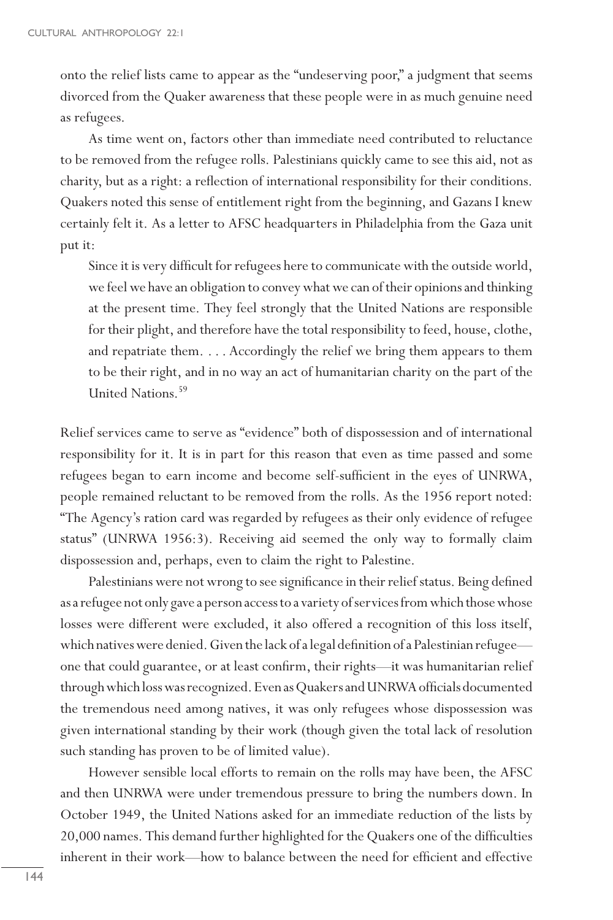onto the relief lists came to appear as the "undeserving poor," a judgment that seems divorced from the Quaker awareness that these people were in as much genuine need as refugees.

As time went on, factors other than immediate need contributed to reluctance to be removed from the refugee rolls. Palestinians quickly came to see this aid, not as charity, but as a right: a reflection of international responsibility for their conditions. Quakers noted this sense of entitlement right from the beginning, and Gazans I knew certainly felt it. As a letter to AFSC headquarters in Philadelphia from the Gaza unit put it:

> Since it is very difficult for refugees here to communicate with the outside world, we feel we have an obligation to convey what we can of their opinions and thinking at the present time. They feel strongly that the United Nations are responsible for their plight, and therefore have the total responsibility to feed, house, clothe, and repatriate them. . . . Accordingly the relief we bring them appears to them to be their right, and in no way an act of humanitarian charity on the part of the United Nations.[59]

Relief services came to serve as "evidence" both of dispossession and of international responsibility for it. It is in part for this reason that even as time passed and some refugees began to earn income and become self-sufficient in the eyes of UNRWA, people remained reluctant to be removed from the rolls. As the 1956 report noted: "The Agency's ration card was regarded by refugees as their only evidence of refugee status" (UNRWA 1956:3). Receiving aid seemed the only way to formally claim dispossession and, perhaps, even to claim the right to Palestine.

Palestinians were not wrong to see significance in their relief status. Being defined as a refugee not only gave a person access to a variety of services from which those whose losses were different were excluded, it also offered a recognition of this loss itself, which natives were denied. Given the lack of a legal definition of a Palestinian refugee—one that could guarantee, or at least confirm, their rights—it was humanitarian relief through which loss was recognized. Even as Quakers and UNRWA officials documented the tremendous need among natives, it was only refugees whose dispossession was given international standing by their work (though given the total lack of resolution such standing has proven to be of limited value).

However sensible local efforts to remain on the rolls may have been, the AFSC and then UNRWA were under tremendous pressure to bring the numbers down. In October 1949, the United Nations asked for an immediate reduction of the lists by 20,000 names. This demand further highlighted for the Quakers one of the difficulties inherent in their work—how to balance between the need for efficient and effective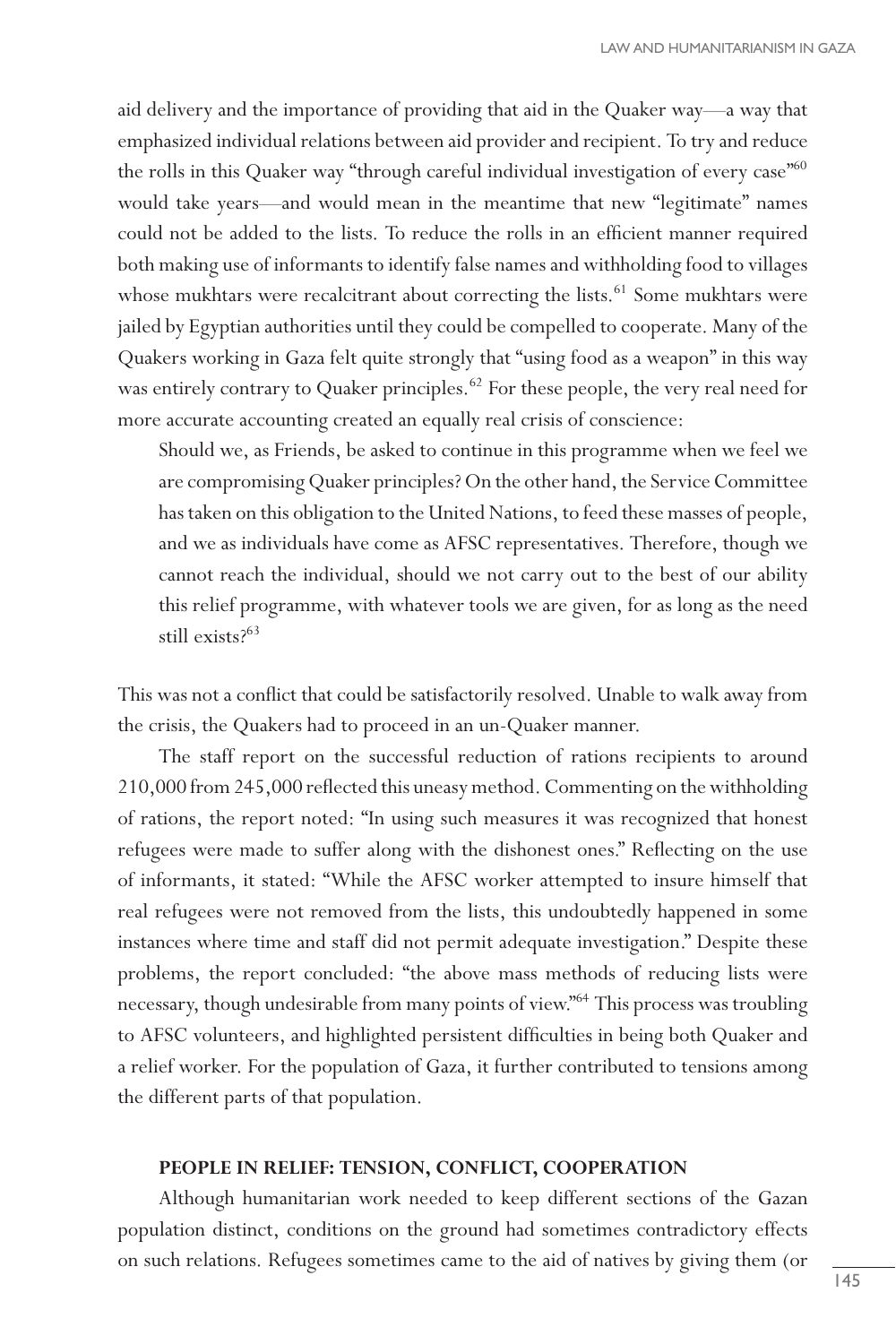aid delivery and the importance of providing that aid in the Quaker way—a way that emphasized individual relations between aid provider and recipient. To try and reduce the rolls in this Quaker way "through careful individual investigation of every case"[60] would take years—and would mean in the meantime that new "legitimate" names could not be added to the lists. To reduce the rolls in an efficient manner required both making use of informants to identify false names and withholding food to villages whose mukhtars were recalcitrant about correcting the lists.[61] Some mukhtars were jailed by Egyptian authorities until they could be compelled to cooperate. Many of the Quakers working in Gaza felt quite strongly that "using food as a weapon" in this way was entirely contrary to Quaker principles.[62] For these people, the very real need for more accurate accounting created an equally real crisis of conscience:

> Should we, as Friends, be asked to continue in this programme when we feel we are compromising Quaker principles? On the other hand, the Service Committee has taken on this obligation to the United Nations, to feed these masses of people, and we as individuals have come as AFSC representatives. Therefore, though we cannot reach the individual, should we not carry out to the best of our ability this relief programme, with whatever tools we are given, for as long as the need still exists?[63]

This was not a conflict that could be satisfactorily resolved. Unable to walk away from the crisis, the Quakers had to proceed in an un-Quaker manner.

The staff report on the successful reduction of rations recipients to around 210,000 from 245,000 reflected this uneasy method. Commenting on the withholding of rations, the report noted: "In using such measures it was recognized that honest refugees were made to suffer along with the dishonest ones." Reflecting on the use of informants, it stated: "While the AFSC worker attempted to insure himself that real refugees were not removed from the lists, this undoubtedly happened in some instances where time and staff did not permit adequate investigation." Despite these problems, the report concluded: "the above mass methods of reducing lists were necessary, though undesirable from many points of view."[64] This process was troubling to AFSC volunteers, and highlighted persistent difficulties in being both Quaker and a relief worker. For the population of Gaza, it further contributed to tensions among the different parts of that population.

### PEOPLE IN RELIEF: TENSION, CONFLICT, COOPERATION

Although humanitarian work needed to keep different sections of the Gazan population distinct, conditions on the ground had sometimes contradictory effects on such relations. Refugees sometimes came to the aid of natives by giving them (or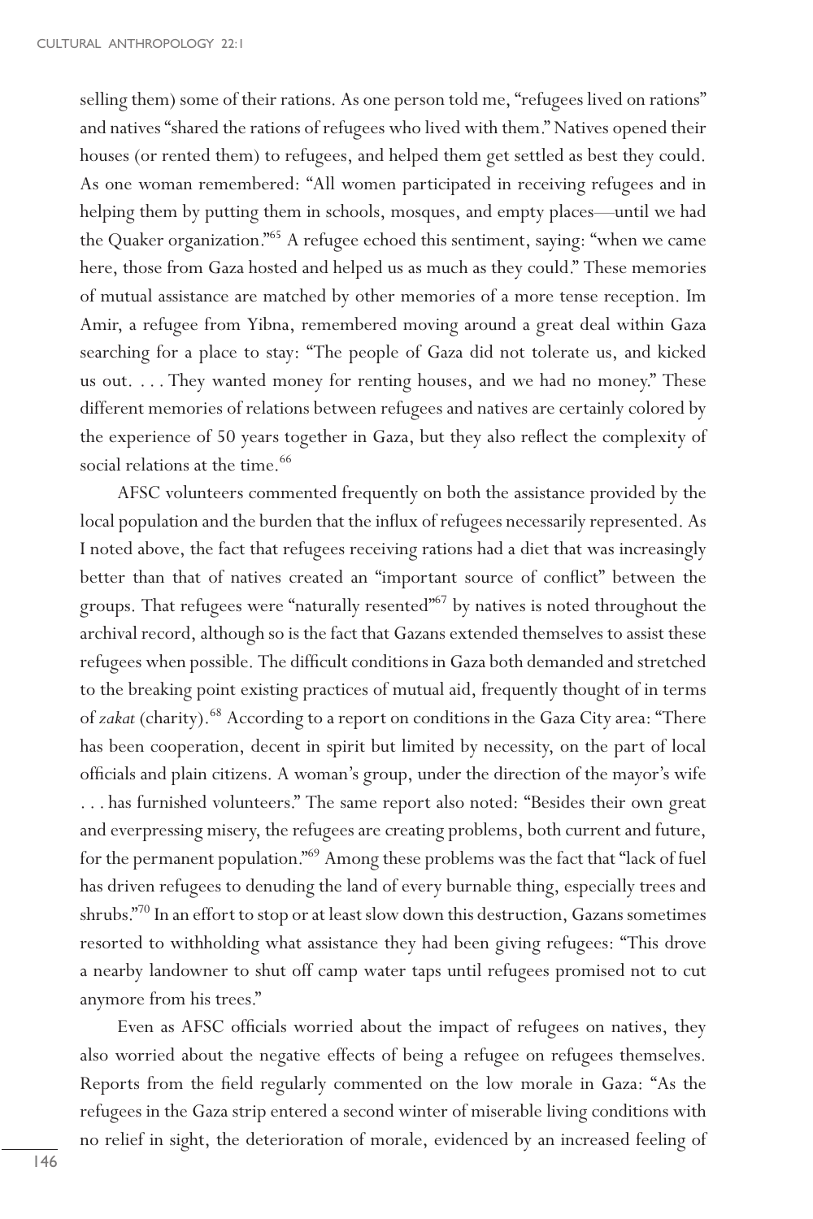selling them) some of their rations. As one person told me, "refugees lived on rations" and natives "shared the rations of refugees who lived with them." Natives opened their houses (or rented them) to refugees, and helped them get settled as best they could. As one woman remembered: "All women participated in receiving refugees and in helping them by putting them in schools, mosques, and empty places—until we had the Quaker organization."[65] A refugee echoed this sentiment, saying: "when we came here, those from Gaza hosted and helped us as much as they could." These memories of mutual assistance are matched by other memories of a more tense reception. Im Amir, a refugee from Yibna, remembered moving around a great deal within Gaza searching for a place to stay: "The people of Gaza did not tolerate us, and kicked us out. . . . They wanted money for renting houses, and we had no money." These different memories of relations between refugees and natives are certainly colored by the experience of 50 years together in Gaza, but they also reflect the complexity of social relations at the time.[66]

AFSC volunteers commented frequently on both the assistance provided by the local population and the burden that the influx of refugees necessarily represented. As I noted above, the fact that refugees receiving rations had a diet that was increasingly better than that of natives created an "important source of conflict" between the groups. That refugees were "naturally resented"[67] by natives is noted throughout the archival record, although so is the fact that Gazans extended themselves to assist these refugees when possible. The difficult conditions in Gaza both demanded and stretched to the breaking point existing practices of mutual aid, frequently thought of in terms of *zakat* (charity).[68] According to a report on conditions in the Gaza City area: "There has been cooperation, decent in spirit but limited by necessity, on the part of local officials and plain citizens. A woman's group, under the direction of the mayor's wife . . . has furnished volunteers." The same report also noted: "Besides their own great and everpressing misery, the refugees are creating problems, both current and future, for the permanent population."[69] Among these problems was the fact that "lack of fuel has driven refugees to denuding the land of every burnable thing, especially trees and shrubs."[70] In an effort to stop or at least slow down this destruction, Gazans sometimes resorted to withholding what assistance they had been giving refugees: "This drove a nearby landowner to shut off camp water taps until refugees promised not to cut anymore from his trees."

Even as AFSC officials worried about the impact of refugees on natives, they also worried about the negative effects of being a refugee on refugees themselves. Reports from the field regularly commented on the low morale in Gaza: "As the refugees in the Gaza strip entered a second winter of miserable living conditions with no relief in sight, the deterioration of morale, evidenced by an increased feeling of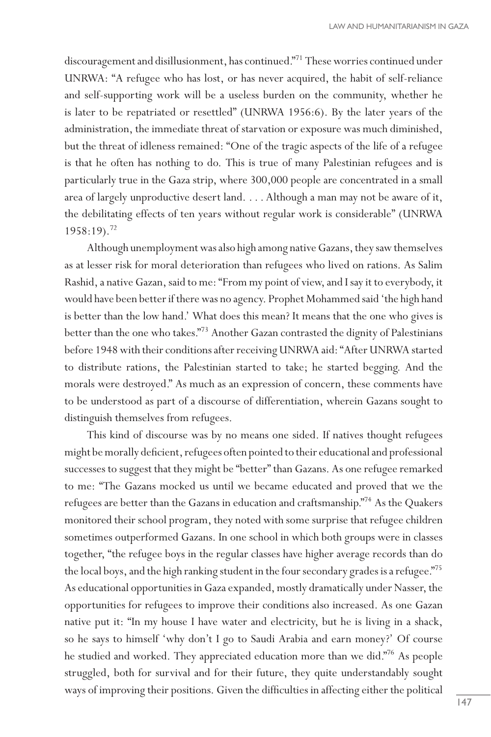discouragement and disillusionment, has continued."[71] These worries continued under UNRWA: "A refugee who has lost, or has never acquired, the habit of self-reliance and self-supporting work will be a useless burden on the community, whether he is later to be repatriated or resettled" (UNRWA 1956:6). By the later years of the administration, the immediate threat of starvation or exposure was much diminished, but the threat of idleness remained: "One of the tragic aspects of the life of a refugee is that he often has nothing to do. This is true of many Palestinian refugees and is particularly true in the Gaza strip, where 300,000 people are concentrated in a small area of largely unproductive desert land. . . . Although a man may not be aware of it, the debilitating effects of ten years without regular work is considerable" (UNRWA 1958:19).[72]

Although unemployment was also high among native Gazans, they saw themselves as at lesser risk for moral deterioration than refugees who lived on rations. As Salim Rashid, a native Gazan, said to me: "From my point of view, and I say it to everybody, it would have been better if there was no agency. Prophet Mohammed said 'the high hand is better than the low hand.' What does this mean? It means that the one who gives is better than the one who takes."[73] Another Gazan contrasted the dignity of Palestinians before 1948 with their conditions after receiving UNRWA aid: "After UNRWA started to distribute rations, the Palestinian started to take; he started begging. And the morals were destroyed." As much as an expression of concern, these comments have to be understood as part of a discourse of differentiation, wherein Gazans sought to distinguish themselves from refugees.

This kind of discourse was by no means one sided. If natives thought refugees might be morally deficient, refugees often pointed to their educational and professional successes to suggest that they might be "better" than Gazans. As one refugee remarked to me: "The Gazans mocked us until we became educated and proved that we the refugees are better than the Gazans in education and craftsmanship."[74] As the Quakers monitored their school program, they noted with some surprise that refugee children sometimes outperformed Gazans. In one school in which both groups were in classes together, "the refugee boys in the regular classes have higher average records than do the local boys, and the high ranking student in the four secondary grades is a refugee."[75] As educational opportunities in Gaza expanded, mostly dramatically under Nasser, the opportunities for refugees to improve their conditions also increased. As one Gazan native put it: "In my house I have water and electricity, but he is living in a shack, so he says to himself 'why don't I go to Saudi Arabia and earn money?' Of course he studied and worked. They appreciated education more than we did."[76] As people struggled, both for survival and for their future, they quite understandably sought ways of improving their positions. Given the difficulties in affecting either the political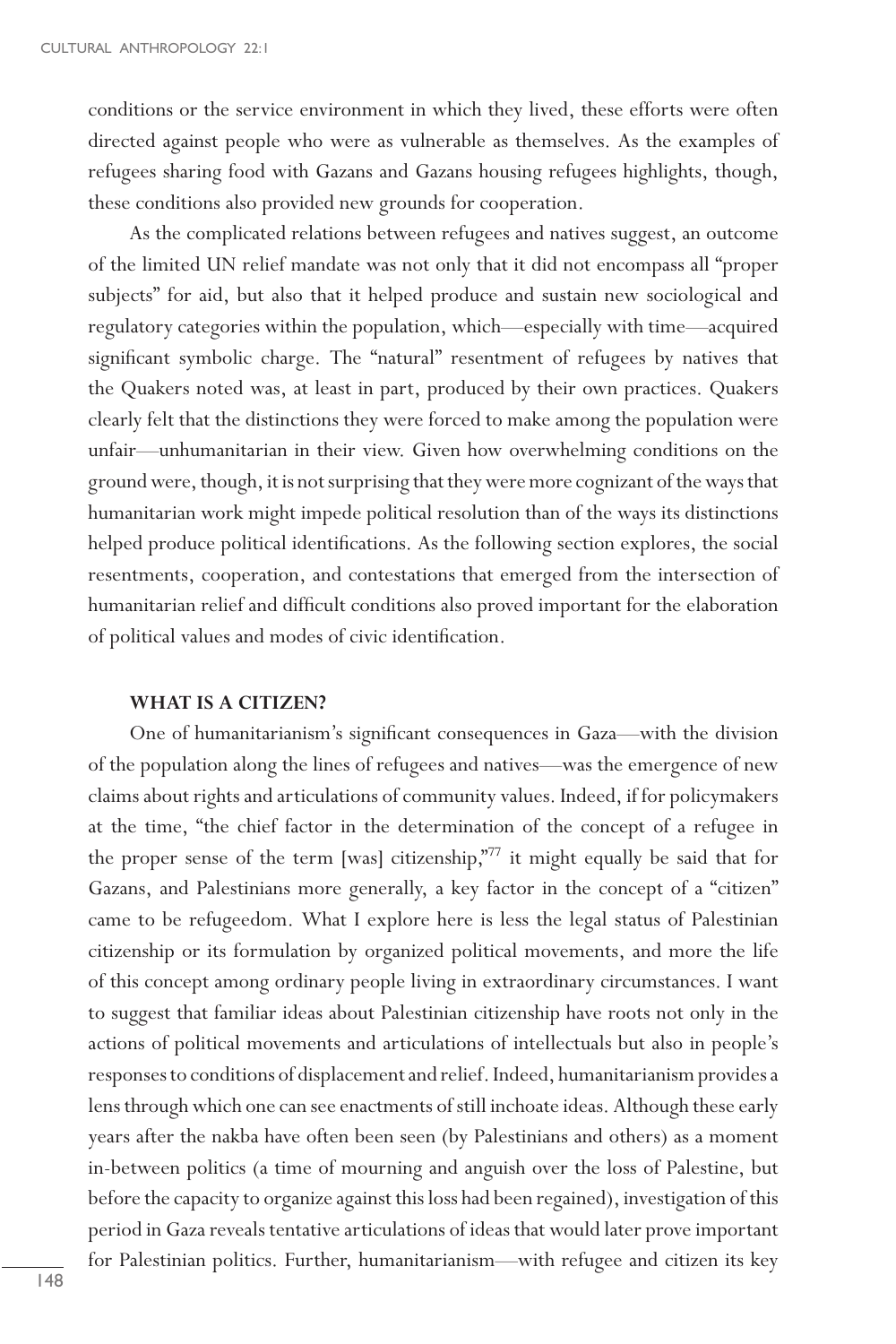conditions or the service environment in which they lived, these efforts were often directed against people who were as vulnerable as themselves. As the examples of refugees sharing food with Gazans and Gazans housing refugees highlights, though, these conditions also provided new grounds for cooperation.

As the complicated relations between refugees and natives suggest, an outcome of the limited UN relief mandate was not only that it did not encompass all "proper subjects" for aid, but also that it helped produce and sustain new sociological and regulatory categories within the population, which—especially with time—acquired significant symbolic charge. The "natural" resentment of refugees by natives that the Quakers noted was, at least in part, produced by their own practices. Quakers clearly felt that the distinctions they were forced to make among the population were unfair—unhumanitarian in their view. Given how overwhelming conditions on the ground were, though, it is not surprising that they were more cognizant of the ways that humanitarian work might impede political resolution than of the ways its distinctions helped produce political identifications. As the following section explores, the social resentments, cooperation, and contestations that emerged from the intersection of humanitarian relief and difficult conditions also proved important for the elaboration of political values and modes of civic identification.

## WHAT IS A CITIZEN?

One of humanitarianism's significant consequences in Gaza—with the division of the population along the lines of refugees and natives—was the emergence of new claims about rights and articulations of community values. Indeed, if for policymakers at the time, "the chief factor in the determination of the concept of a refugee in the proper sense of the term [was] citizenship,"[77] it might equally be said that for Gazans, and Palestinians more generally, a key factor in the concept of a "citizen" came to be refugeedom. What I explore here is less the legal status of Palestinian citizenship or its formulation by organized political movements, and more the life of this concept among ordinary people living in extraordinary circumstances. I want to suggest that familiar ideas about Palestinian citizenship have roots not only in the actions of political movements and articulations of intellectuals but also in people's responses to conditions of displacement and relief. Indeed, humanitarianism provides a lens through which one can see enactments of still inchoate ideas. Although these early years after the nakba have often been seen (by Palestinians and others) as a moment in-between politics (a time of mourning and anguish over the loss of Palestine, but before the capacity to organize against this loss had been regained), investigation of this period in Gaza reveals tentative articulations of ideas that would later prove important for Palestinian politics. Further, humanitarianism—with refugee and citizen its key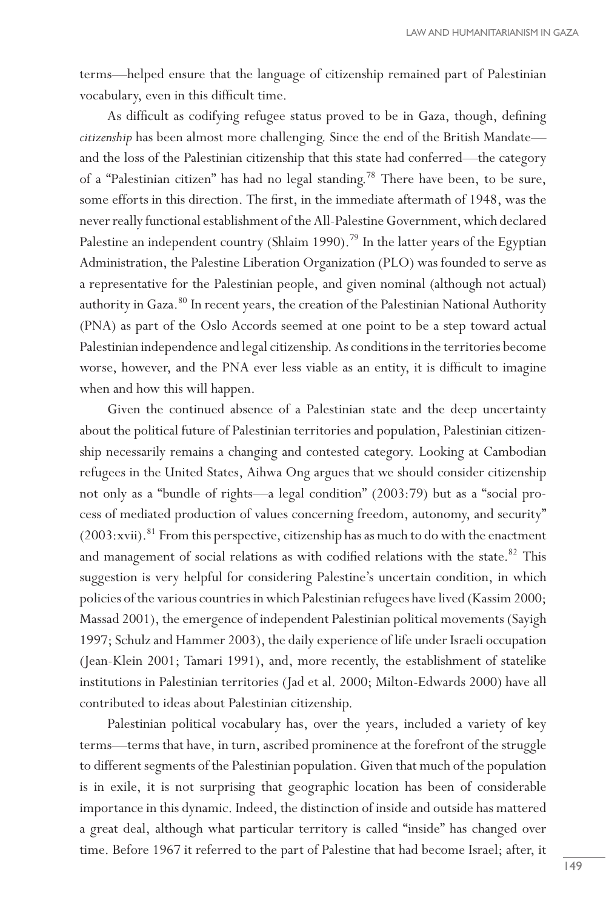terms—helped ensure that the language of citizenship remained part of Palestinian vocabulary, even in this difficult time.

As difficult as codifying refugee status proved to be in Gaza, though, defining *citizenship* has been almost more challenging. Since the end of the British Mandate—and the loss of the Palestinian citizenship that this state had conferred—the category of a "Palestinian citizen" has had no legal standing.[78] There have been, to be sure, some efforts in this direction. The first, in the immediate aftermath of 1948, was the never really functional establishment of the All-Palestine Government, which declared Palestine an independent country (Shlaim 1990).[79] In the latter years of the Egyptian Administration, the Palestine Liberation Organization (PLO) was founded to serve as a representative for the Palestinian people, and given nominal (although not actual) authority in Gaza.[80] In recent years, the creation of the Palestinian National Authority (PNA) as part of the Oslo Accords seemed at one point to be a step toward actual Palestinian independence and legal citizenship. As conditions in the territories become worse, however, and the PNA ever less viable as an entity, it is difficult to imagine when and how this will happen.

Given the continued absence of a Palestinian state and the deep uncertainty about the political future of Palestinian territories and population, Palestinian citizenship necessarily remains a changing and contested category. Looking at Cambodian refugees in the United States, Aihwa Ong argues that we should consider citizenship not only as a "bundle of rights—a legal condition" (2003:79) but as a "social process of mediated production of values concerning freedom, autonomy, and security" (2003:xvii).[81] From this perspective, citizenship has as much to do with the enactment and management of social relations as with codified relations with the state.[82] This suggestion is very helpful for considering Palestine's uncertain condition, in which policies of the various countries in which Palestinian refugees have lived (Kassim 2000; Massad 2001), the emergence of independent Palestinian political movements (Sayigh 1997; Schulz and Hammer 2003), the daily experience of life under Israeli occupation (Jean-Klein 2001; Tamari 1991), and, more recently, the establishment of statelike institutions in Palestinian territories (Jad et al. 2000; Milton-Edwards 2000) have all contributed to ideas about Palestinian citizenship.

Palestinian political vocabulary has, over the years, included a variety of key terms—terms that have, in turn, ascribed prominence at the forefront of the struggle to different segments of the Palestinian population. Given that much of the population is in exile, it is not surprising that geographic location has been of considerable importance in this dynamic. Indeed, the distinction of inside and outside has mattered a great deal, although what particular territory is called "inside" has changed over time. Before 1967 it referred to the part of Palestine that had become Israel; after, it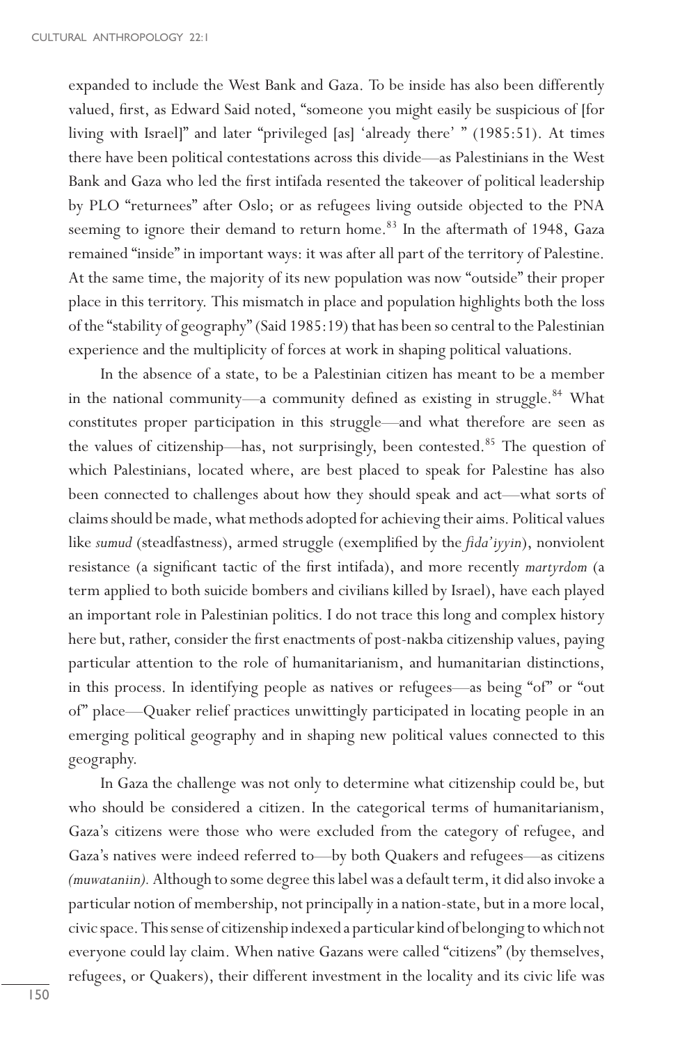expanded to include the West Bank and Gaza. To be inside has also been differently valued, first, as Edward Said noted, "someone you might easily be suspicious of [for living with Israel]" and later "privileged [as] 'already there' " (1985:51). At times there have been political contestations across this divide—as Palestinians in the West Bank and Gaza who led the first intifada resented the takeover of political leadership by PLO "returnees" after Oslo; or as refugees living outside objected to the PNA seeming to ignore their demand to return home.[83] In the aftermath of 1948, Gaza remained "inside" in important ways: it was after all part of the territory of Palestine. At the same time, the majority of its new population was now "outside" their proper place in this territory. This mismatch in place and population highlights both the loss of the "stability of geography" (Said 1985:19) that has been so central to the Palestinian experience and the multiplicity of forces at work in shaping political valuations.

In the absence of a state, to be a Palestinian citizen has meant to be a member in the national community—a community defined as existing in struggle.[84] What constitutes proper participation in this struggle—and what therefore are seen as the values of citizenship—has, not surprisingly, been contested.[85] The question of which Palestinians, located where, are best placed to speak for Palestine has also been connected to challenges about how they should speak and act—what sorts of claims should be made, what methods adopted for achieving their aims. Political values like *sumud* (steadfastness), armed struggle (exemplified by the *fida'iyyin*), nonviolent resistance (a significant tactic of the first intifada), and more recently *martyrdom* (a term applied to both suicide bombers and civilians killed by Israel), have each played an important role in Palestinian politics. I do not trace this long and complex history here but, rather, consider the first enactments of post-nakba citizenship values, paying particular attention to the role of humanitarianism, and humanitarian distinctions, in this process. In identifying people as natives or refugees—as being "of" or "out of" place—Quaker relief practices unwittingly participated in locating people in an emerging political geography and in shaping new political values connected to this geography.

In Gaza the challenge was not only to determine what citizenship could be, but who should be considered a citizen. In the categorical terms of humanitarianism, Gaza's citizens were those who were excluded from the category of refugee, and Gaza's natives were indeed referred to—by both Quakers and refugees—as citizens *(muwataniin).* Although to some degree this label was a default term, it did also invoke a particular notion of membership, not principally in a nation-state, but in a more local, civic space. This sense of citizenship indexed a particular kind of belonging to which not everyone could lay claim. When native Gazans were called "citizens" (by themselves, refugees, or Quakers), their different investment in the locality and its civic life was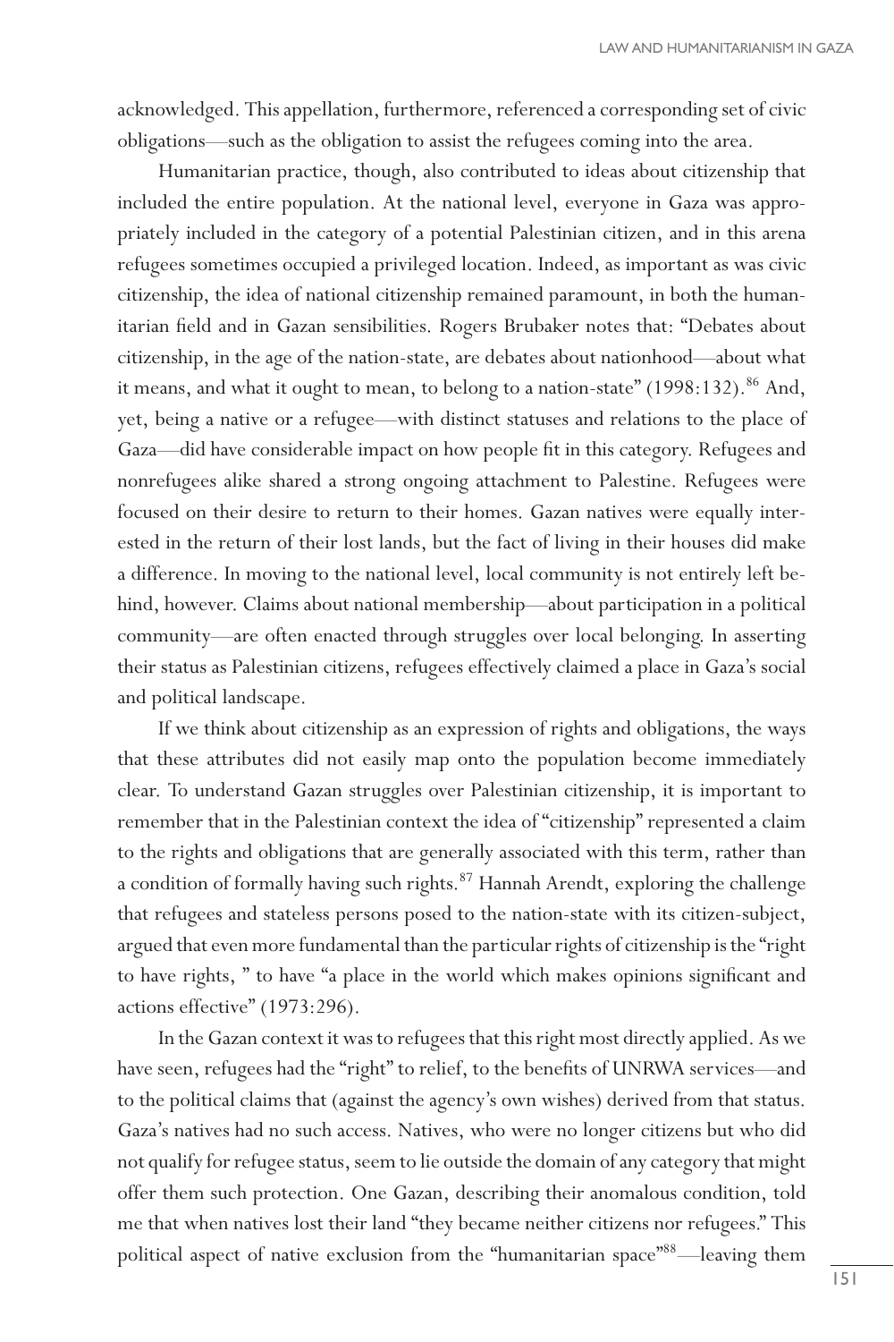acknowledged. This appellation, furthermore, referenced a corresponding set of civic obligations—such as the obligation to assist the refugees coming into the area.

Humanitarian practice, though, also contributed to ideas about citizenship that included the entire population. At the national level, everyone in Gaza was appropriately included in the category of a potential Palestinian citizen, and in this arena refugees sometimes occupied a privileged location. Indeed, as important as was civic citizenship, the idea of national citizenship remained paramount, in both the humanitarian field and in Gazan sensibilities. Rogers Brubaker notes that: "Debates about citizenship, in the age of the nation-state, are debates about nationhood—about what it means, and what it ought to mean, to belong to a nation-state" (1998:132).[86] And, yet, being a native or a refugee—with distinct statuses and relations to the place of Gaza—did have considerable impact on how people fit in this category. Refugees and nonrefugees alike shared a strong ongoing attachment to Palestine. Refugees were focused on their desire to return to their homes. Gazan natives were equally interested in the return of their lost lands, but the fact of living in their houses did make a difference. In moving to the national level, local community is not entirely left behind, however. Claims about national membership—about participation in a political community—are often enacted through struggles over local belonging. In asserting their status as Palestinian citizens, refugees effectively claimed a place in Gaza's social and political landscape.

If we think about citizenship as an expression of rights and obligations, the ways that these attributes did not easily map onto the population become immediately clear. To understand Gazan struggles over Palestinian citizenship, it is important to remember that in the Palestinian context the idea of "citizenship" represented a claim to the rights and obligations that are generally associated with this term, rather than a condition of formally having such rights.[87] Hannah Arendt, exploring the challenge that refugees and stateless persons posed to the nation-state with its citizen-subject, argued that even more fundamental than the particular rights of citizenship is the "right to have rights, " to have "a place in the world which makes opinions significant and actions effective" (1973:296).

In the Gazan context it was to refugees that this right most directly applied. As we have seen, refugees had the "right" to relief, to the benefits of UNRWA services—and to the political claims that (against the agency's own wishes) derived from that status. Gaza's natives had no such access. Natives, who were no longer citizens but who did not qualify for refugee status, seem to lie outside the domain of any category that might offer them such protection. One Gazan, describing their anomalous condition, told me that when natives lost their land "they became neither citizens nor refugees." This political aspect of native exclusion from the "humanitarian space"[88]—leaving them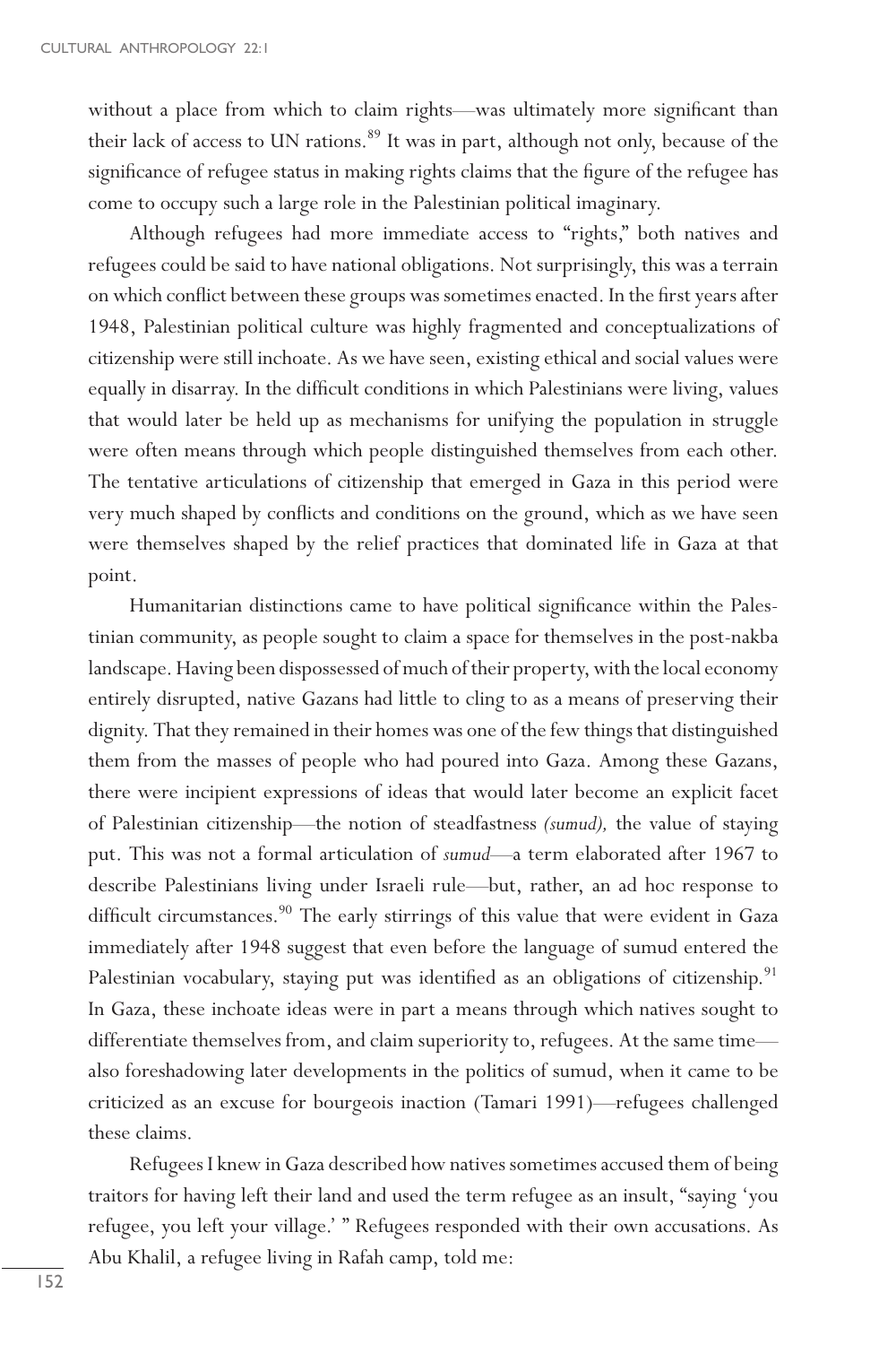without a place from which to claim rights—was ultimately more significant than their lack of access to UN rations.[89] It was in part, although not only, because of the significance of refugee status in making rights claims that the figure of the refugee has come to occupy such a large role in the Palestinian political imaginary.

Although refugees had more immediate access to "rights," both natives and refugees could be said to have national obligations. Not surprisingly, this was a terrain on which conflict between these groups was sometimes enacted. In the first years after 1948, Palestinian political culture was highly fragmented and conceptualizations of citizenship were still inchoate. As we have seen, existing ethical and social values were equally in disarray. In the difficult conditions in which Palestinians were living, values that would later be held up as mechanisms for unifying the population in struggle were often means through which people distinguished themselves from each other. The tentative articulations of citizenship that emerged in Gaza in this period were very much shaped by conflicts and conditions on the ground, which as we have seen were themselves shaped by the relief practices that dominated life in Gaza at that point.

Humanitarian distinctions came to have political significance within the Palestinian community, as people sought to claim a space for themselves in the post-nakba landscape. Having been dispossessed of much of their property, with the local economy entirely disrupted, native Gazans had little to cling to as a means of preserving their dignity. That they remained in their homes was one of the few things that distinguished them from the masses of people who had poured into Gaza. Among these Gazans, there were incipient expressions of ideas that would later become an explicit facet of Palestinian citizenship—the notion of steadfastness *(sumud),* the value of staying put. This was not a formal articulation of *sumud*—a term elaborated after 1967 to describe Palestinians living under Israeli rule—but, rather, an ad hoc response to difficult circumstances.[90] The early stirrings of this value that were evident in Gaza immediately after 1948 suggest that even before the language of sumud entered the Palestinian vocabulary, staying put was identified as an obligations of citizenship.[91] In Gaza, these inchoate ideas were in part a means through which natives sought to differentiate themselves from, and claim superiority to, refugees. At the same time—also foreshadowing later developments in the politics of sumud, when it came to be criticized as an excuse for bourgeois inaction (Tamari 1991)—refugees challenged these claims.

Refugees I knew in Gaza described how natives sometimes accused them of being traitors for having left their land and used the term refugee as an insult, "saying 'you refugee, you left your village.' " Refugees responded with their own accusations. As Abu Khalil, a refugee living in Rafah camp, told me: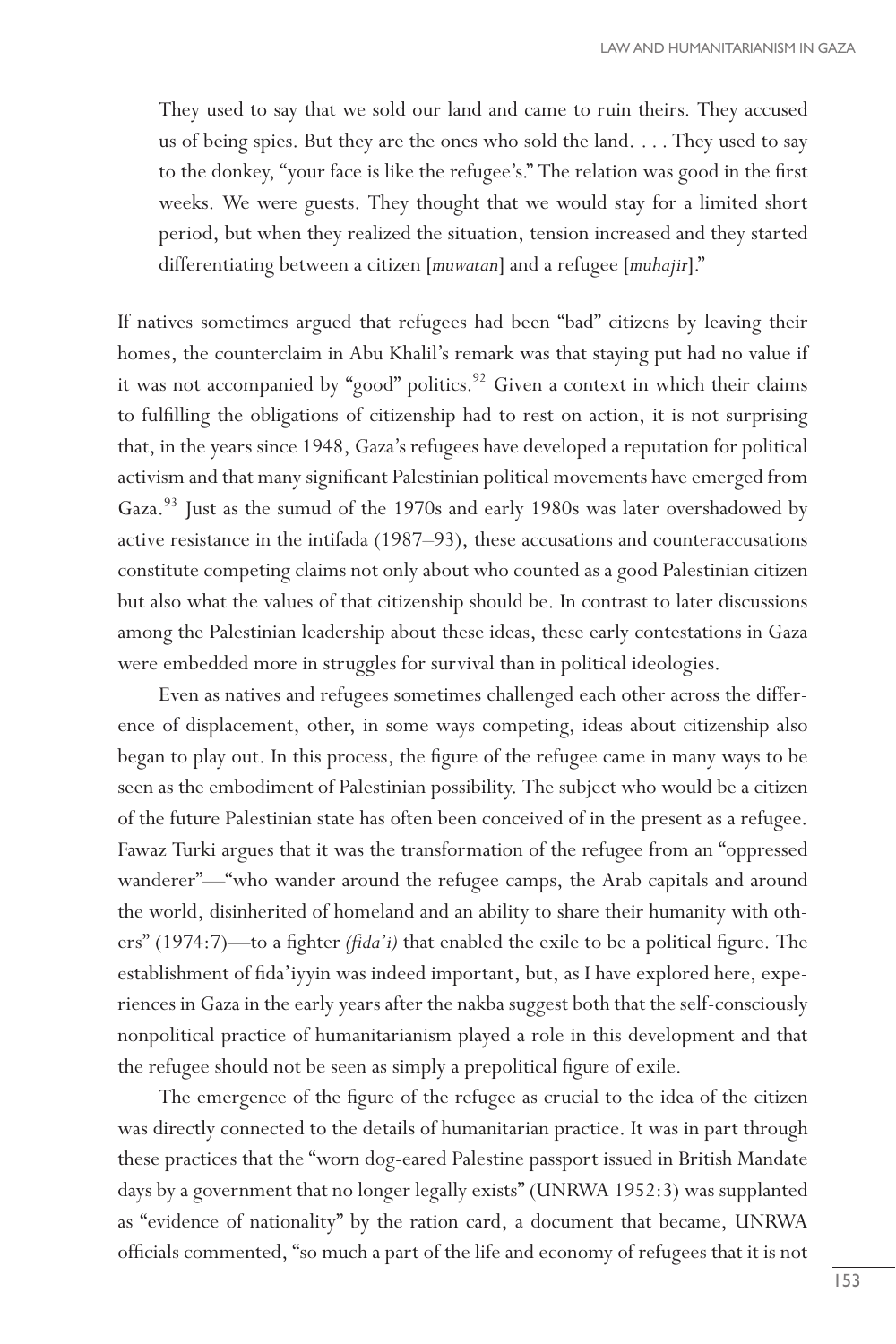> They used to say that we sold our land and came to ruin theirs. They accused us of being spies. But they are the ones who sold the land. . . . They used to say to the donkey, "your face is like the refugee's." The relation was good in the first weeks. We were guests. They thought that we would stay for a limited short period, but when they realized the situation, tension increased and they started differentiating between a citizen [*muwatan*] and a refugee [*muhajir*]."

If natives sometimes argued that refugees had been "bad" citizens by leaving their homes, the counterclaim in Abu Khalil's remark was that staying put had no value if it was not accompanied by "good" politics.[92] Given a context in which their claims to fulfilling the obligations of citizenship had to rest on action, it is not surprising that, in the years since 1948, Gaza's refugees have developed a reputation for political activism and that many significant Palestinian political movements have emerged from Gaza.[93] Just as the sumud of the 1970s and early 1980s was later overshadowed by active resistance in the intifada (1987–93), these accusations and counteraccusations constitute competing claims not only about who counted as a good Palestinian citizen but also what the values of that citizenship should be. In contrast to later discussions among the Palestinian leadership about these ideas, these early contestations in Gaza were embedded more in struggles for survival than in political ideologies.

Even as natives and refugees sometimes challenged each other across the difference of displacement, other, in some ways competing, ideas about citizenship also began to play out. In this process, the figure of the refugee came in many ways to be seen as the embodiment of Palestinian possibility. The subject who would be a citizen of the future Palestinian state has often been conceived of in the present as a refugee. Fawaz Turki argues that it was the transformation of the refugee from an "oppressed wanderer"—"who wander around the refugee camps, the Arab capitals and around the world, disinherited of homeland and an ability to share their humanity with others" (1974:7)—to a fighter *(fida'i)* that enabled the exile to be a political figure. The establishment of fida'iyyin was indeed important, but, as I have explored here, experiences in Gaza in the early years after the nakba suggest both that the self-consciously nonpolitical practice of humanitarianism played a role in this development and that the refugee should not be seen as simply a prepolitical figure of exile.

The emergence of the figure of the refugee as crucial to the idea of the citizen was directly connected to the details of humanitarian practice. It was in part through these practices that the "worn dog-eared Palestine passport issued in British Mandate days by a government that no longer legally exists" (UNRWA 1952:3) was supplanted as "evidence of nationality" by the ration card, a document that became, UNRWA officials commented, "so much a part of the life and economy of refugees that it is not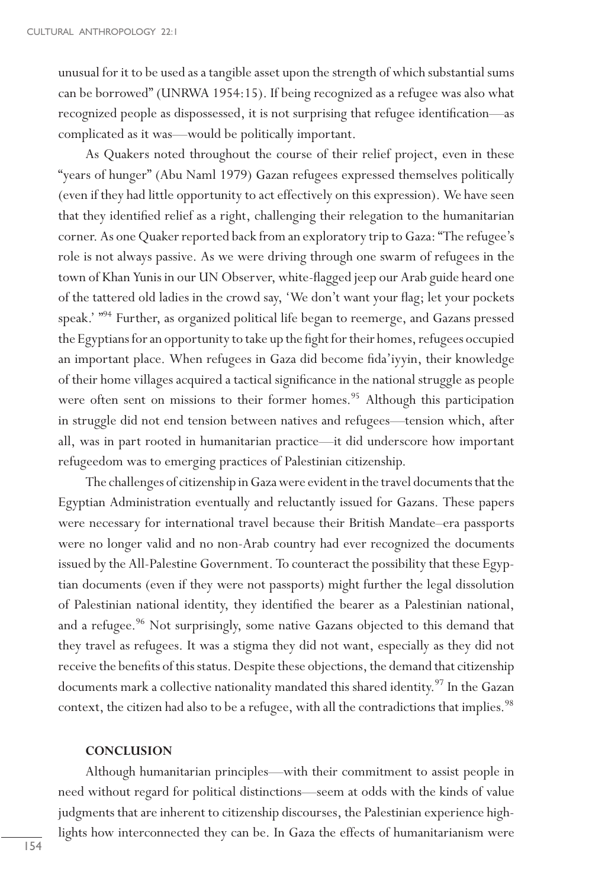unusual for it to be used as a tangible asset upon the strength of which substantial sums can be borrowed" (UNRWA 1954:15). If being recognized as a refugee was also what recognized people as dispossessed, it is not surprising that refugee identification—as complicated as it was—would be politically important.

As Quakers noted throughout the course of their relief project, even in these "years of hunger" (Abu Naml 1979) Gazan refugees expressed themselves politically (even if they had little opportunity to act effectively on this expression). We have seen that they identified relief as a right, challenging their relegation to the humanitarian corner. As one Quaker reported back from an exploratory trip to Gaza: "The refugee's role is not always passive. As we were driving through one swarm of refugees in the town of Khan Yunis in our UN Observer, white-flagged jeep our Arab guide heard one of the tattered old ladies in the crowd say, 'We don't want your flag; let your pockets speak.' "[94] Further, as organized political life began to reemerge, and Gazans pressed the Egyptians for an opportunity to take up the fight for their homes, refugees occupied an important place. When refugees in Gaza did become fida'iyyin, their knowledge of their home villages acquired a tactical significance in the national struggle as people were often sent on missions to their former homes.[95] Although this participation in struggle did not end tension between natives and refugees—tension which, after all, was in part rooted in humanitarian practice—it did underscore how important refugeedom was to emerging practices of Palestinian citizenship.

The challenges of citizenship in Gaza were evident in the travel documents that the Egyptian Administration eventually and reluctantly issued for Gazans. These papers were necessary for international travel because their British Mandate–era passports were no longer valid and no non-Arab country had ever recognized the documents issued by the All-Palestine Government. To counteract the possibility that these Egyptian documents (even if they were not passports) might further the legal dissolution of Palestinian national identity, they identified the bearer as a Palestinian national, and a refugee.[96] Not surprisingly, some native Gazans objected to this demand that they travel as refugees. It was a stigma they did not want, especially as they did not receive the benefits of this status. Despite these objections, the demand that citizenship documents mark a collective nationality mandated this shared identity.[97] In the Gazan context, the citizen had also to be a refugee, with all the contradictions that implies.[98]

## CONCLUSION

Although humanitarian principles—with their commitment to assist people in need without regard for political distinctions—seem at odds with the kinds of value judgments that are inherent to citizenship discourses, the Palestinian experience highlights how interconnected they can be. In Gaza the effects of humanitarianism were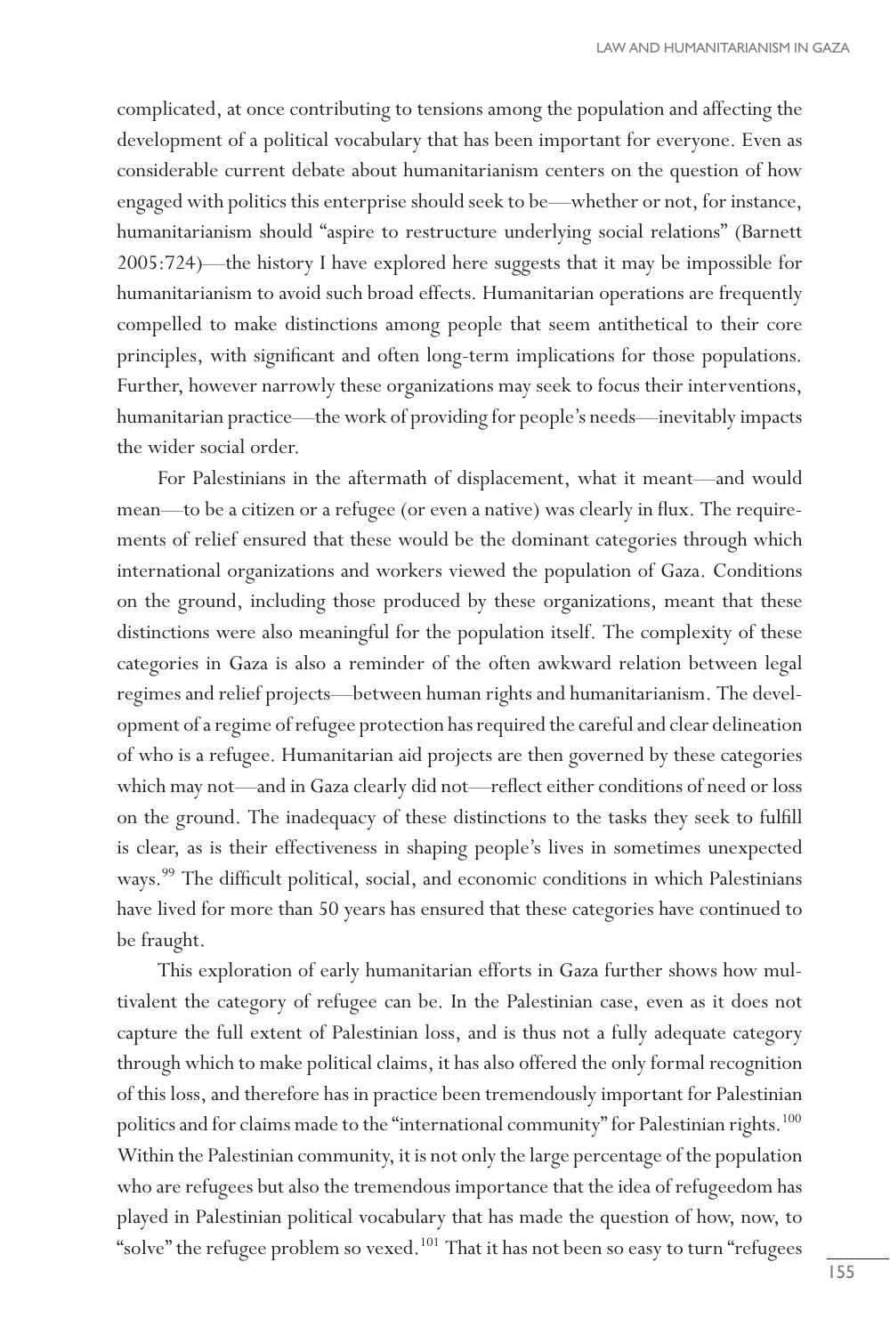complicated, at once contributing to tensions among the population and affecting the development of a political vocabulary that has been important for everyone. Even as considerable current debate about humanitarianism centers on the question of how engaged with politics this enterprise should seek to be—whether or not, for instance, humanitarianism should "aspire to restructure underlying social relations" (Barnett 2005:724)—the history I have explored here suggests that it may be impossible for humanitarianism to avoid such broad effects. Humanitarian operations are frequently compelled to make distinctions among people that seem antithetical to their core principles, with significant and often long-term implications for those populations. Further, however narrowly these organizations may seek to focus their interventions, humanitarian practice—the work of providing for people's needs—inevitably impacts the wider social order.

For Palestinians in the aftermath of displacement, what it meant—and would mean—to be a citizen or a refugee (or even a native) was clearly in flux. The requirements of relief ensured that these would be the dominant categories through which international organizations and workers viewed the population of Gaza. Conditions on the ground, including those produced by these organizations, meant that these distinctions were also meaningful for the population itself. The complexity of these categories in Gaza is also a reminder of the often awkward relation between legal regimes and relief projects—between human rights and humanitarianism. The development of a regime of refugee protection has required the careful and clear delineation of who is a refugee. Humanitarian aid projects are then governed by these categories which may not—and in Gaza clearly did not—reflect either conditions of need or loss on the ground. The inadequacy of these distinctions to the tasks they seek to fulfill is clear, as is their effectiveness in shaping people's lives in sometimes unexpected ways.[99] The difficult political, social, and economic conditions in which Palestinians have lived for more than 50 years has ensured that these categories have continued to be fraught.

This exploration of early humanitarian efforts in Gaza further shows how multivalent the category of refugee can be. In the Palestinian case, even as it does not capture the full extent of Palestinian loss, and is thus not a fully adequate category through which to make political claims, it has also offered the only formal recognition of this loss, and therefore has in practice been tremendously important for Palestinian politics and for claims made to the "international community" for Palestinian rights.[100] Within the Palestinian community, it is not only the large percentage of the population who are refugees but also the tremendous importance that the idea of refugeedom has played in Palestinian political vocabulary that has made the question of how, now, to "solve" the refugee problem so vexed.[101] That it has not been so easy to turn "refugees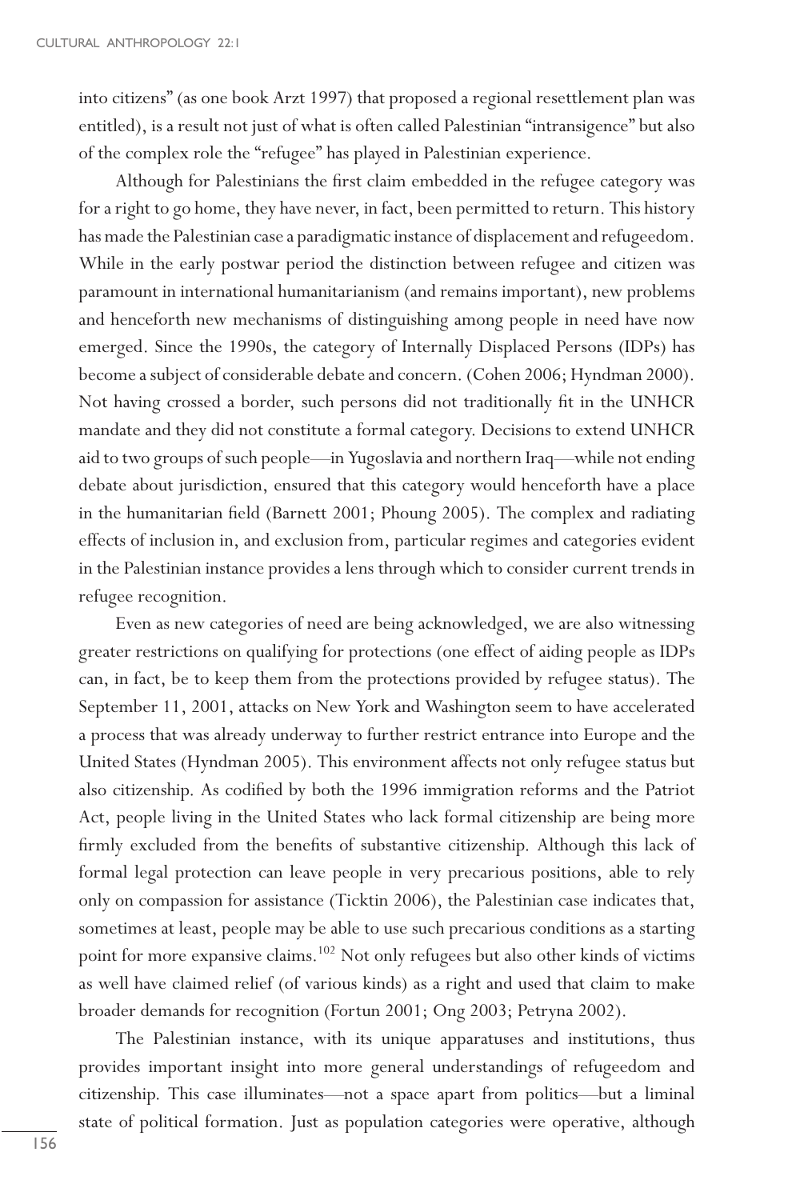into citizens" (as one book Arzt 1997) that proposed a regional resettlement plan was entitled), is a result not just of what is often called Palestinian "intransigence" but also of the complex role the "refugee" has played in Palestinian experience.

Although for Palestinians the first claim embedded in the refugee category was for a right to go home, they have never, in fact, been permitted to return. This history has made the Palestinian case a paradigmatic instance of displacement and refugeedom. While in the early postwar period the distinction between refugee and citizen was paramount in international humanitarianism (and remains important), new problems and henceforth new mechanisms of distinguishing among people in need have now emerged. Since the 1990s, the category of Internally Displaced Persons (IDPs) has become a subject of considerable debate and concern. (Cohen 2006; Hyndman 2000). Not having crossed a border, such persons did not traditionally fit in the UNHCR mandate and they did not constitute a formal category. Decisions to extend UNHCR aid to two groups of such people—in Yugoslavia and northern Iraq—while not ending debate about jurisdiction, ensured that this category would henceforth have a place in the humanitarian field (Barnett 2001; Phoung 2005). The complex and radiating effects of inclusion in, and exclusion from, particular regimes and categories evident in the Palestinian instance provides a lens through which to consider current trends in refugee recognition.

Even as new categories of need are being acknowledged, we are also witnessing greater restrictions on qualifying for protections (one effect of aiding people as IDPs can, in fact, be to keep them from the protections provided by refugee status). The September 11, 2001, attacks on New York and Washington seem to have accelerated a process that was already underway to further restrict entrance into Europe and the United States (Hyndman 2005). This environment affects not only refugee status but also citizenship. As codified by both the 1996 immigration reforms and the Patriot Act, people living in the United States who lack formal citizenship are being more firmly excluded from the benefits of substantive citizenship. Although this lack of formal legal protection can leave people in very precarious positions, able to rely only on compassion for assistance (Ticktin 2006), the Palestinian case indicates that, sometimes at least, people may be able to use such precarious conditions as a starting point for more expansive claims.[102] Not only refugees but also other kinds of victims as well have claimed relief (of various kinds) as a right and used that claim to make broader demands for recognition (Fortun 2001; Ong 2003; Petryna 2002).

The Palestinian instance, with its unique apparatuses and institutions, thus provides important insight into more general understandings of refugeedom and citizenship. This case illuminates—not a space apart from politics—but a liminal state of political formation. Just as population categories were operative, although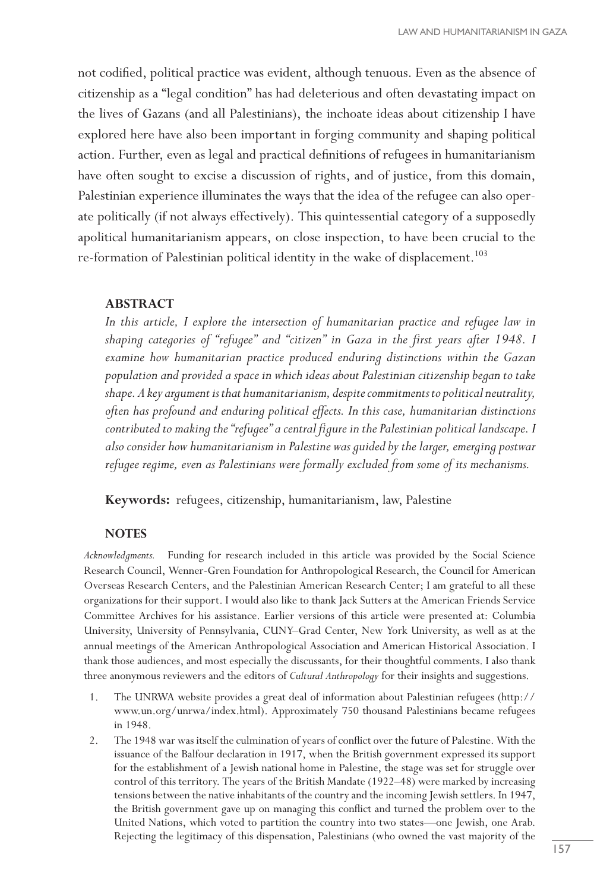not codified, political practice was evident, although tenuous. Even as the absence of citizenship as a "legal condition" has had deleterious and often devastating impact on the lives of Gazans (and all Palestinians), the inchoate ideas about citizenship I have explored here have also been important in forging community and shaping political action. Further, even as legal and practical definitions of refugees in humanitarianism have often sought to excise a discussion of rights, and of justice, from this domain, Palestinian experience illuminates the ways that the idea of the refugee can also operate politically (if not always effectively). This quintessential category of a supposedly apolitical humanitarianism appears, on close inspection, to have been crucial to the re-formation of Palestinian political identity in the wake of displacement.[103]

### ABSTRACT

*In this article, I explore the intersection of humanitarian practice and refugee law in shaping categories of "refugee" and "citizen" in Gaza in the first years after 1948. I examine how humanitarian practice produced enduring distinctions within the Gazan population and provided a space in which ideas about Palestinian citizenship began to take shape. A key argument is that humanitarianism, despite commitments to political neutrality, often has profound and enduring political effects. In this case, humanitarian distinctions contributed to making the "refugee" a central figure in the Palestinian political landscape. I also consider how humanitarianism in Palestine was guided by the larger, emerging postwar refugee regime, even as Palestinians were formally excluded from some of its mechanisms.*

**Keywords:** refugees, citizenship, humanitarianism, law, Palestine

### NOTES

*Acknowledgments.* Funding for research included in this article was provided by the Social Science Research Council, Wenner-Gren Foundation for Anthropological Research, the Council for American Overseas Research Centers, and the Palestinian American Research Center; I am grateful to all these organizations for their support. I would also like to thank Jack Sutters at the American Friends Service Committee Archives for his assistance. Earlier versions of this article were presented at: Columbia University, University of Pennsylvania, CUNY–Grad Center, New York University, as well as at the annual meetings of the American Anthropological Association and American Historical Association. I thank those audiences, and most especially the discussants, for their thoughtful comments. I also thank three anonymous reviewers and the editors of *Cultural Anthropology* for their insights and suggestions.

1. The UNRWA website provides a great deal of information about Palestinian refugees (http://www.un.org/unrwa/index.html). Approximately 750 thousand Palestinians became refugees in 1948.
2. The 1948 war was itself the culmination of years of conflict over the future of Palestine. With the issuance of the Balfour declaration in 1917, when the British government expressed its support for the establishment of a Jewish national home in Palestine, the stage was set for struggle over control of this territory. The years of the British Mandate (1922–48) were marked by increasing tensions between the native inhabitants of the country and the incoming Jewish settlers. In 1947, the British government gave up on managing this conflict and turned the problem over to the United Nations, which voted to partition the country into two states—one Jewish, one Arab. Rejecting the legitimacy of this dispensation, Palestinians (who owned the vast majority of the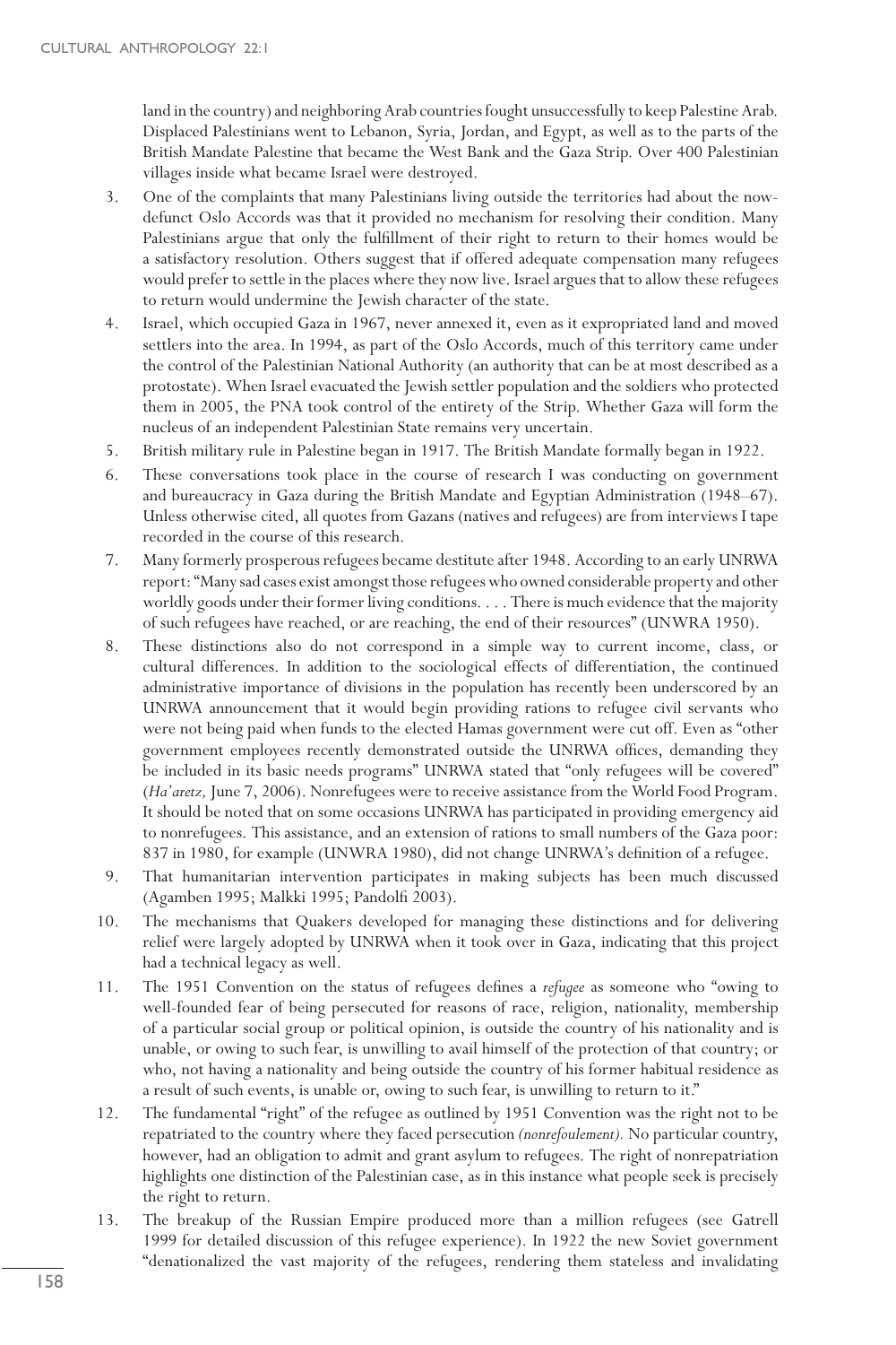land in the country) and neighboring Arab countries fought unsuccessfully to keep Palestine Arab. Displaced Palestinians went to Lebanon, Syria, Jordan, and Egypt, as well as to the parts of the British Mandate Palestine that became the West Bank and the Gaza Strip. Over 400 Palestinian villages inside what became Israel were destroyed.

3. One of the complaints that many Palestinians living outside the territories had about the now-defunct Oslo Accords was that it provided no mechanism for resolving their condition. Many Palestinians argue that only the fulfillment of their right to return to their homes would be a satisfactory resolution. Others suggest that if offered adequate compensation many refugees would prefer to settle in the places where they now live. Israel argues that to allow these refugees to return would undermine the Jewish character of the state.
4. Israel, which occupied Gaza in 1967, never annexed it, even as it expropriated land and moved settlers into the area. In 1994, as part of the Oslo Accords, much of this territory came under the control of the Palestinian National Authority (an authority that can be at most described as a protostate). When Israel evacuated the Jewish settler population and the soldiers who protected them in 2005, the PNA took control of the entirety of the Strip. Whether Gaza will form the nucleus of an independent Palestinian State remains very uncertain.
5. British military rule in Palestine began in 1917. The British Mandate formally began in 1922.
6. These conversations took place in the course of research I was conducting on government and bureaucracy in Gaza during the British Mandate and Egyptian Administration (1948–67). Unless otherwise cited, all quotes from Gazans (natives and refugees) are from interviews I tape recorded in the course of this research.
7. Many formerly prosperous refugees became destitute after 1948. According to an early UNRWA report: "Many sad cases exist amongst those refugees who owned considerable property and other worldly goods under their former living conditions. . . . There is much evidence that the majority of such refugees have reached, or are reaching, the end of their resources" (UNWRA 1950).
8. These distinctions also do not correspond in a simple way to current income, class, or cultural differences. In addition to the sociological effects of differentiation, the continued administrative importance of divisions in the population has recently been underscored by an UNRWA announcement that it would begin providing rations to refugee civil servants who were not being paid when funds to the elected Hamas government were cut off. Even as "other government employees recently demonstrated outside the UNRWA offices, demanding they be included in its basic needs programs" UNRWA stated that "only refugees will be covered" (*Ha'aretz,* June 7, 2006). Nonrefugees were to receive assistance from the World Food Program. It should be noted that on some occasions UNRWA has participated in providing emergency aid to nonrefugees. This assistance, and an extension of rations to small numbers of the Gaza poor: 837 in 1980, for example (UNWRA 1980), did not change UNRWA's definition of a refugee.
9. That humanitarian intervention participates in making subjects has been much discussed (Agamben 1995; Malkki 1995; Pandolfi 2003).
10. The mechanisms that Quakers developed for managing these distinctions and for delivering relief were largely adopted by UNRWA when it took over in Gaza, indicating that this project had a technical legacy as well.
11. The 1951 Convention on the status of refugees defines a *refugee* as someone who "owing to well-founded fear of being persecuted for reasons of race, religion, nationality, membership of a particular social group or political opinion, is outside the country of his nationality and is unable, or owing to such fear, is unwilling to avail himself of the protection of that country; or who, not having a nationality and being outside the country of his former habitual residence as a result of such events, is unable or, owing to such fear, is unwilling to return to it."
12. The fundamental "right" of the refugee as outlined by 1951 Convention was the right not to be repatriated to the country where they faced persecution *(nonrefoulement).* No particular country, however, had an obligation to admit and grant asylum to refugees. The right of nonrepatriation highlights one distinction of the Palestinian case, as in this instance what people seek is precisely the right to return.
13. The breakup of the Russian Empire produced more than a million refugees (see Gatrell 1999 for detailed discussion of this refugee experience). In 1922 the new Soviet government "denationalized the vast majority of the refugees, rendering them stateless and invalidating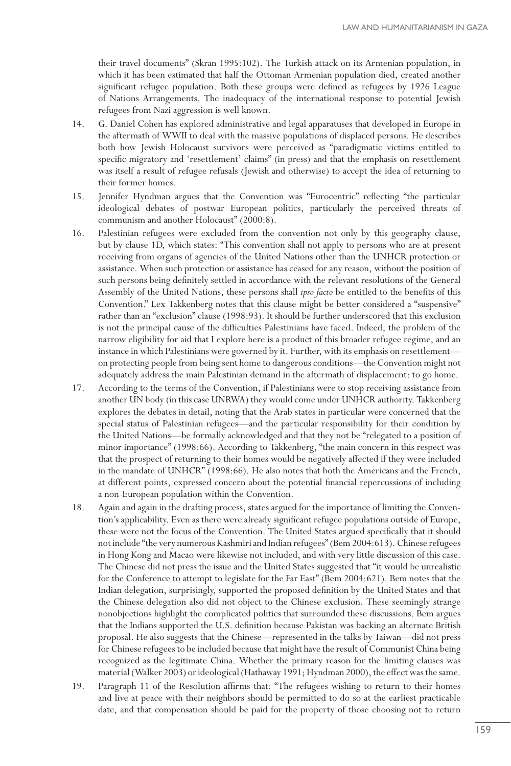their travel documents" (Skran 1995:102). The Turkish attack on its Armenian population, in which it has been estimated that half the Ottoman Armenian population died, created another significant refugee population. Both these groups were defined as refugees by 1926 League of Nations Arrangements. The inadequacy of the international response to potential Jewish refugees from Nazi aggression is well known.

14. G. Daniel Cohen has explored administrative and legal apparatuses that developed in Europe in the aftermath of WWII to deal with the massive populations of displaced persons. He describes both how Jewish Holocaust survivors were perceived as "paradigmatic victims entitled to specific migratory and 'resettlement' claims" (in press) and that the emphasis on resettlement was itself a result of refugee refusals (Jewish and otherwise) to accept the idea of returning to their former homes.
15. Jennifer Hyndman argues that the Convention was "Eurocentric" reflecting "the particular ideological debates of postwar European politics, particularly the perceived threats of communism and another Holocaust" (2000:8).
16. Palestinian refugees were excluded from the convention not only by this geography clause, but by clause 1D, which states: "This convention shall not apply to persons who are at present receiving from organs of agencies of the United Nations other than the UNHCR protection or assistance. When such protection or assistance has ceased for any reason, without the position of such persons being definitely settled in accordance with the relevant resolutions of the General Assembly of the United Nations, these persons shall *ipso facto* be entitled to the benefits of this Convention." Lex Takkenberg notes that this clause might be better considered a "suspensive" rather than an "exclusion" clause (1998:93). It should be further underscored that this exclusion is not the principal cause of the difficulties Palestinians have faced. Indeed, the problem of the narrow eligibility for aid that I explore here is a product of this broader refugee regime, and an instance in which Palestinians were governed by it. Further, with its emphasis on resettlement—on protecting people from being sent home to dangerous conditions—the Convention might not adequately address the main Palestinian demand in the aftermath of displacement: to go home.
17. According to the terms of the Convention, if Palestinians were to stop receiving assistance from another UN body (in this case UNRWA) they would come under UNHCR authority. Takkenberg explores the debates in detail, noting that the Arab states in particular were concerned that the special status of Palestinian refugees—and the particular responsibility for their condition by the United Nations—be formally acknowledged and that they not be "relegated to a position of minor importance" (1998:66). According to Takkenberg, "the main concern in this respect was that the prospect of returning to their homes would be negatively affected if they were included in the mandate of UNHCR" (1998:66). He also notes that both the Americans and the French, at different points, expressed concern about the potential financial repercussions of including a non-European population within the Convention.
18. Again and again in the drafting process, states argued for the importance of limiting the Convention's applicability. Even as there were already significant refugee populations outside of Europe, these were not the focus of the Convention. The United States argued specifically that it should not include "the very numerous Kashmiri and Indian refugees" (Bem 2004:613). Chinese refugees in Hong Kong and Macao were likewise not included, and with very little discussion of this case. The Chinese did not press the issue and the United States suggested that "it would be unrealistic for the Conference to attempt to legislate for the Far East" (Bem 2004:621). Bem notes that the Indian delegation, surprisingly, supported the proposed definition by the United States and that the Chinese delegation also did not object to the Chinese exclusion. These seemingly strange nonobjections highlight the complicated politics that surrounded these discussions. Bem argues that the Indians supported the U.S. definition because Pakistan was backing an alternate British proposal. He also suggests that the Chinese—represented in the talks by Taiwan—did not press for Chinese refugees to be included because that might have the result of Communist China being recognized as the legitimate China. Whether the primary reason for the limiting clauses was material (Walker 2003) or ideological (Hathaway 1991; Hyndman 2000), the effect was the same.
19. Paragraph 11 of the Resolution affirms that: "The refugees wishing to return to their homes and live at peace with their neighbors should be permitted to do so at the earliest practicable date, and that compensation should be paid for the property of those choosing not to return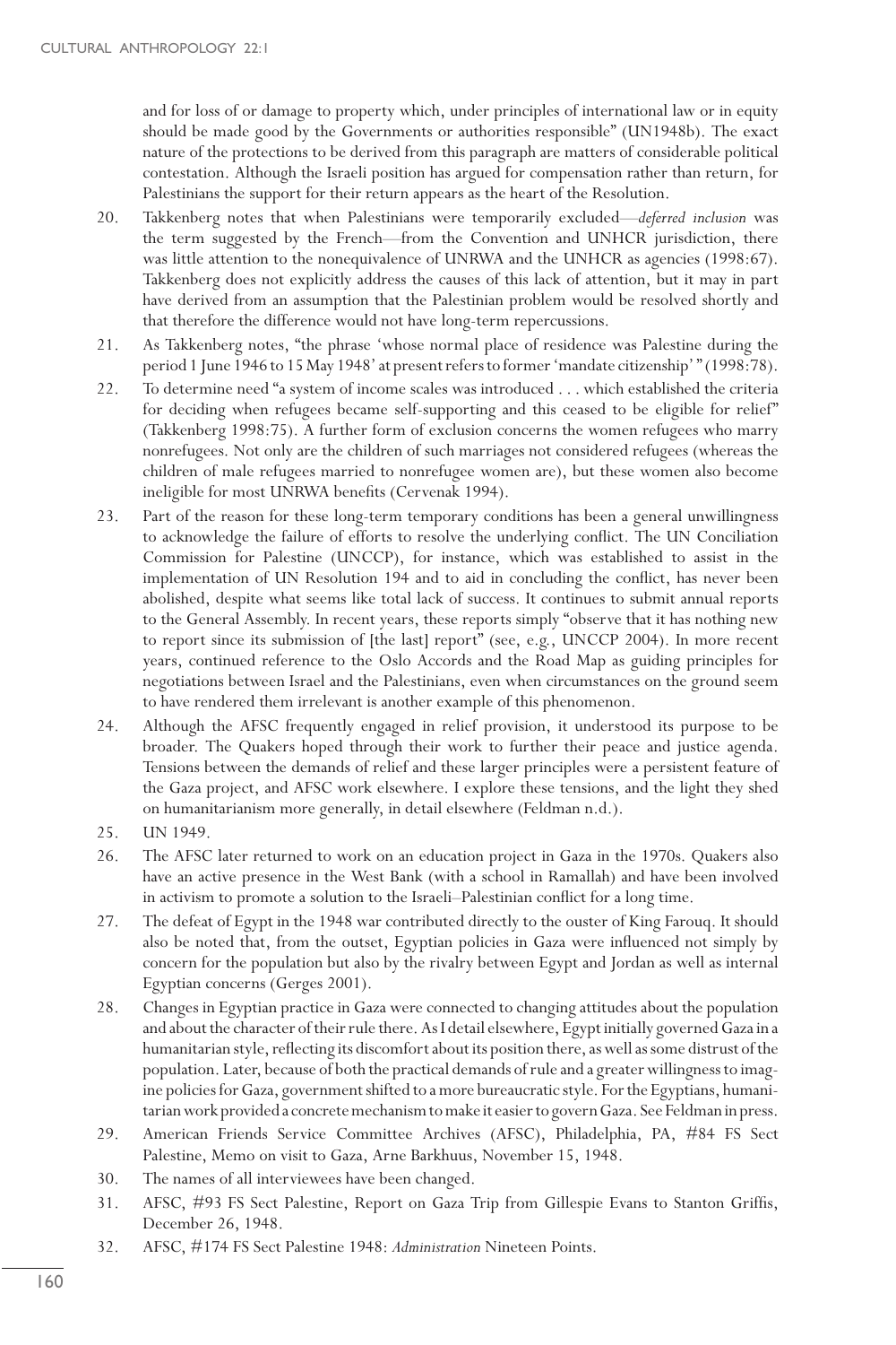and for loss of or damage to property which, under principles of international law or in equity should be made good by the Governments or authorities responsible" (UN1948b). The exact nature of the protections to be derived from this paragraph are matters of considerable political contestation. Although the Israeli position has argued for compensation rather than return, for Palestinians the support for their return appears as the heart of the Resolution.

20. Takkenberg notes that when Palestinians were temporarily excluded—*deferred inclusion* was the term suggested by the French—from the Convention and UNHCR jurisdiction, there was little attention to the nonequivalence of UNRWA and the UNHCR as agencies (1998:67). Takkenberg does not explicitly address the causes of this lack of attention, but it may in part have derived from an assumption that the Palestinian problem would be resolved shortly and that therefore the difference would not have long-term repercussions.
21. As Takkenberg notes, "the phrase 'whose normal place of residence was Palestine during the period 1 June 1946 to 15 May 1948' at present refers to former 'mandate citizenship' " (1998:78).
22. To determine need "a system of income scales was introduced . . . which established the criteria for deciding when refugees became self-supporting and this ceased to be eligible for relief" (Takkenberg 1998:75). A further form of exclusion concerns the women refugees who marry nonrefugees. Not only are the children of such marriages not considered refugees (whereas the children of male refugees married to nonrefugee women are), but these women also become ineligible for most UNRWA benefits (Cervenak 1994).
23. Part of the reason for these long-term temporary conditions has been a general unwillingness to acknowledge the failure of efforts to resolve the underlying conflict. The UN Conciliation Commission for Palestine (UNCCP), for instance, which was established to assist in the implementation of UN Resolution 194 and to aid in concluding the conflict, has never been abolished, despite what seems like total lack of success. It continues to submit annual reports to the General Assembly. In recent years, these reports simply "observe that it has nothing new to report since its submission of [the last] report" (see, e.g., UNCCP 2004). In more recent years, continued reference to the Oslo Accords and the Road Map as guiding principles for negotiations between Israel and the Palestinians, even when circumstances on the ground seem to have rendered them irrelevant is another example of this phenomenon.
24. Although the AFSC frequently engaged in relief provision, it understood its purpose to be broader. The Quakers hoped through their work to further their peace and justice agenda. Tensions between the demands of relief and these larger principles were a persistent feature of the Gaza project, and AFSC work elsewhere. I explore these tensions, and the light they shed on humanitarianism more generally, in detail elsewhere (Feldman n.d.).
25. UN 1949.
26. The AFSC later returned to work on an education project in Gaza in the 1970s. Quakers also have an active presence in the West Bank (with a school in Ramallah) and have been involved in activism to promote a solution to the Israeli–Palestinian conflict for a long time.
27. The defeat of Egypt in the 1948 war contributed directly to the ouster of King Farouq. It should also be noted that, from the outset, Egyptian policies in Gaza were influenced not simply by concern for the population but also by the rivalry between Egypt and Jordan as well as internal Egyptian concerns (Gerges 2001).
28. Changes in Egyptian practice in Gaza were connected to changing attitudes about the population and about the character of their rule there. As I detail elsewhere, Egypt initially governed Gaza in a humanitarian style, reflecting its discomfort about its position there, as well as some distrust of the population. Later, because of both the practical demands of rule and a greater willingness to imagine policies for Gaza, government shifted to a more bureaucratic style. For the Egyptians, humanitarian work provided a concrete mechanism to make it easier to govern Gaza. See Feldman in press.
29. American Friends Service Committee Archives (AFSC), Philadelphia, PA, #84 FS Sect Palestine, Memo on visit to Gaza, Arne Barkhuus, November 15, 1948.
30. The names of all interviewees have been changed.
31. AFSC, #93 FS Sect Palestine, Report on Gaza Trip from Gillespie Evans to Stanton Griffis, December 26, 1948.
32. AFSC, #174 FS Sect Palestine 1948: *Administration* Nineteen Points.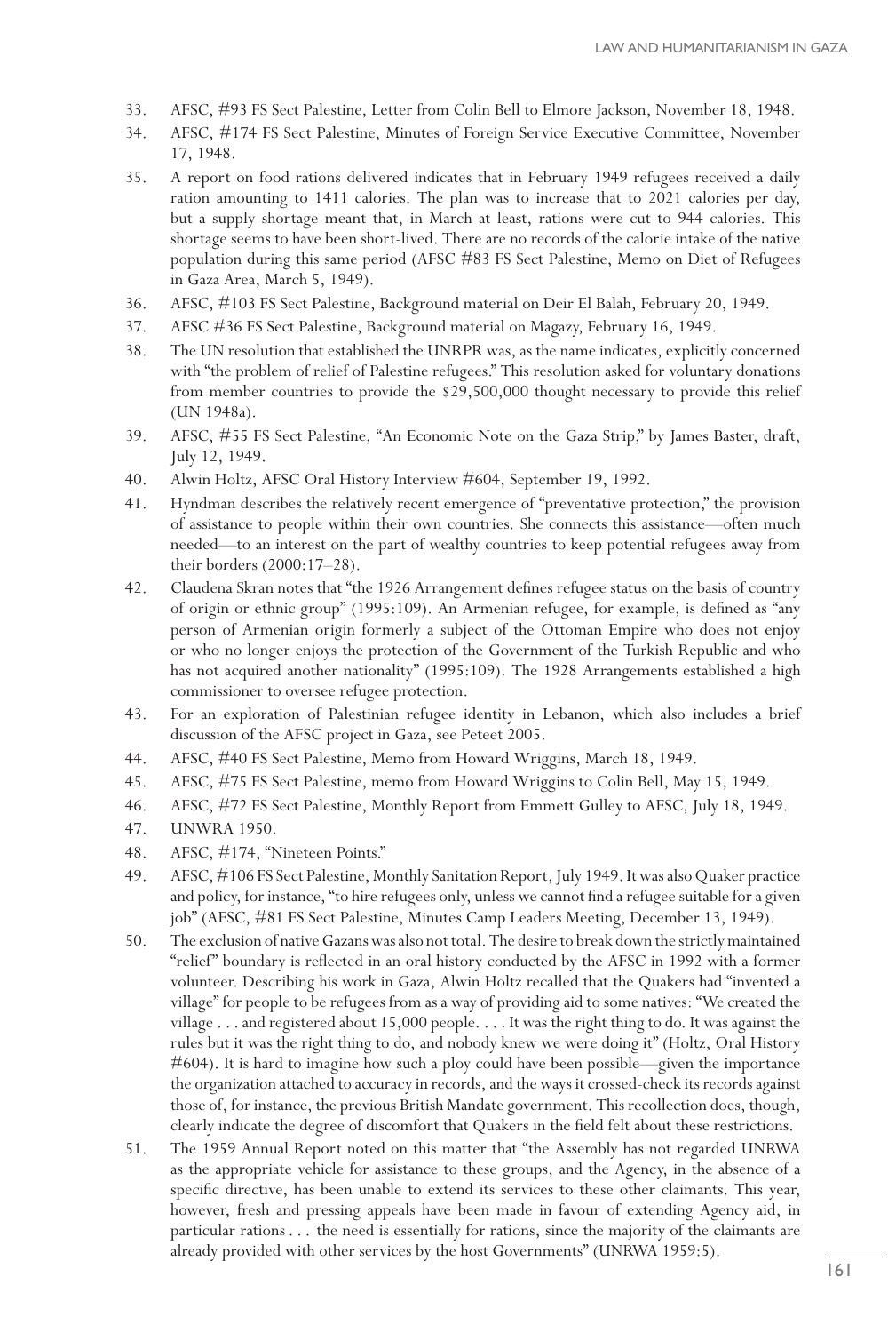33. AFSC, #93 FS Sect Palestine, Letter from Colin Bell to Elmore Jackson, November 18, 1948.
34. AFSC, #174 FS Sect Palestine, Minutes of Foreign Service Executive Committee, November 17, 1948.
35. A report on food rations delivered indicates that in February 1949 refugees received a daily ration amounting to 1411 calories. The plan was to increase that to 2021 calories per day, but a supply shortage meant that, in March at least, rations were cut to 944 calories. This shortage seems to have been short-lived. There are no records of the calorie intake of the native population during this same period (AFSC #83 FS Sect Palestine, Memo on Diet of Refugees in Gaza Area, March 5, 1949).
36. AFSC, #103 FS Sect Palestine, Background material on Deir El Balah, February 20, 1949.
37. AFSC #36 FS Sect Palestine, Background material on Magazy, February 16, 1949.
38. The UN resolution that established the UNRPR was, as the name indicates, explicitly concerned with "the problem of relief of Palestine refugees." This resolution asked for voluntary donations from member countries to provide the $29,500,000 thought necessary to provide this relief (UN 1948a).
39. AFSC, #55 FS Sect Palestine, "An Economic Note on the Gaza Strip," by James Baster, draft, July 12, 1949.
40. Alwin Holtz, AFSC Oral History Interview #604, September 19, 1992.
41. Hyndman describes the relatively recent emergence of "preventative protection," the provision of assistance to people within their own countries. She connects this assistance—often much needed—to an interest on the part of wealthy countries to keep potential refugees away from their borders (2000:17–28).
42. Claudena Skran notes that "the 1926 Arrangement defines refugee status on the basis of country of origin or ethnic group" (1995:109). An Armenian refugee, for example, is defined as "any person of Armenian origin formerly a subject of the Ottoman Empire who does not enjoy or who no longer enjoys the protection of the Government of the Turkish Republic and who has not acquired another nationality" (1995:109). The 1928 Arrangements established a high commissioner to oversee refugee protection.
43. For an exploration of Palestinian refugee identity in Lebanon, which also includes a brief discussion of the AFSC project in Gaza, see Peteet 2005.
44. AFSC, #40 FS Sect Palestine, Memo from Howard Wriggins, March 18, 1949.
45. AFSC, #75 FS Sect Palestine, memo from Howard Wriggins to Colin Bell, May 15, 1949.
46. AFSC, #72 FS Sect Palestine, Monthly Report from Emmett Gulley to AFSC, July 18, 1949.
47. UNWRA 1950.
48. AFSC, #174, "Nineteen Points."
49. AFSC, #106 FS Sect Palestine, Monthly Sanitation Report, July 1949. It was also Quaker practice and policy, for instance, "to hire refugees only, unless we cannot find a refugee suitable for a given job" (AFSC, #81 FS Sect Palestine, Minutes Camp Leaders Meeting, December 13, 1949).
50. The exclusion of native Gazans was also not total. The desire to break down the strictly maintained "relief" boundary is reflected in an oral history conducted by the AFSC in 1992 with a former volunteer. Describing his work in Gaza, Alwin Holtz recalled that the Quakers had "invented a village" for people to be refugees from as a way of providing aid to some natives: "We created the village . . . and registered about 15,000 people. . . . It was the right thing to do. It was against the rules but it was the right thing to do, and nobody knew we were doing it" (Holtz, Oral History #604). It is hard to imagine how such a ploy could have been possible—given the importance the organization attached to accuracy in records, and the ways it crossed-check its records against those of, for instance, the previous British Mandate government. This recollection does, though, clearly indicate the degree of discomfort that Quakers in the field felt about these restrictions.
51. The 1959 Annual Report noted on this matter that "the Assembly has not regarded UNRWA as the appropriate vehicle for assistance to these groups, and the Agency, in the absence of a specific directive, has been unable to extend its services to these other claimants. This year, however, fresh and pressing appeals have been made in favour of extending Agency aid, in particular rations . . . the need is essentially for rations, since the majority of the claimants are already provided with other services by the host Governments" (UNRWA 1959:5).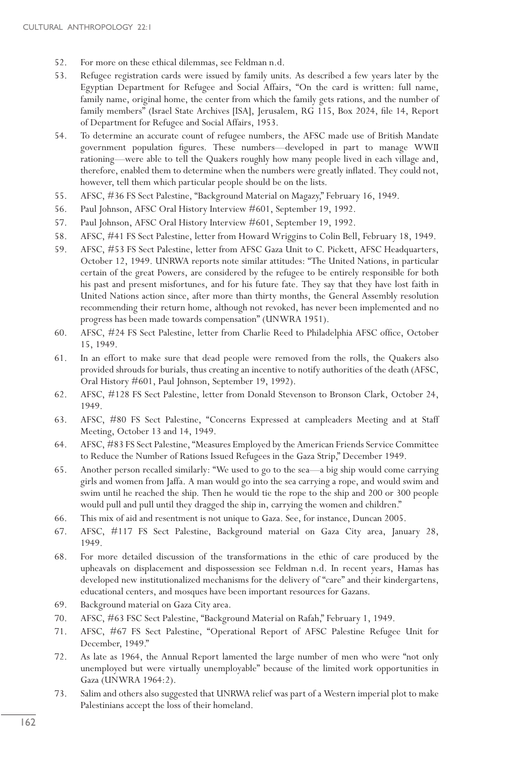52. For more on these ethical dilemmas, see Feldman n.d.
53. Refugee registration cards were issued by family units. As described a few years later by the Egyptian Department for Refugee and Social Affairs, "On the card is written: full name, family name, original home, the center from which the family gets rations, and the number of family members" (Israel State Archives [ISA], Jerusalem, RG 115, Box 2024, file 14, Report of Department for Refugee and Social Affairs, 1953.
54. To determine an accurate count of refugee numbers, the AFSC made use of British Mandate government population figures. These numbers—developed in part to manage WWII rationing—were able to tell the Quakers roughly how many people lived in each village and, therefore, enabled them to determine when the numbers were greatly inflated. They could not, however, tell them which particular people should be on the lists.
55. AFSC, #36 FS Sect Palestine, "Background Material on Magazy," February 16, 1949.
56. Paul Johnson, AFSC Oral History Interview #601, September 19, 1992.
57. Paul Johnson, AFSC Oral History Interview #601, September 19, 1992.
58. AFSC, #41 FS Sect Palestine, letter from Howard Wriggins to Colin Bell, February 18, 1949.
59. AFSC, #53 FS Sect Palestine, letter from AFSC Gaza Unit to C. Pickett, AFSC Headquarters, October 12, 1949. UNRWA reports note similar attitudes: "The United Nations, in particular certain of the great Powers, are considered by the refugee to be entirely responsible for both his past and present misfortunes, and for his future fate. They say that they have lost faith in United Nations action since, after more than thirty months, the General Assembly resolution recommending their return home, although not revoked, has never been implemented and no progress has been made towards compensation" (UNWRA 1951).
60. AFSC, #24 FS Sect Palestine, letter from Charlie Reed to Philadelphia AFSC office, October 15, 1949.
61. In an effort to make sure that dead people were removed from the rolls, the Quakers also provided shrouds for burials, thus creating an incentive to notify authorities of the death (AFSC, Oral History #601, Paul Johnson, September 19, 1992).
62. AFSC, #128 FS Sect Palestine, letter from Donald Stevenson to Bronson Clark, October 24, 1949.
63. AFSC, #80 FS Sect Palestine, "Concerns Expressed at campleaders Meeting and at Staff Meeting, October 13 and 14, 1949.
64. AFSC, #83 FS Sect Palestine, "Measures Employed by the American Friends Service Committee to Reduce the Number of Rations Issued Refugees in the Gaza Strip," December 1949.
65. Another person recalled similarly: "We used to go to the sea—a big ship would come carrying girls and women from Jaffa. A man would go into the sea carrying a rope, and would swim and swim until he reached the ship. Then he would tie the rope to the ship and 200 or 300 people would pull and pull until they dragged the ship in, carrying the women and children."
66. This mix of aid and resentment is not unique to Gaza. See, for instance, Duncan 2005.
67. AFSC, #117 FS Sect Palestine, Background material on Gaza City area, January 28, 1949.
68. For more detailed discussion of the transformations in the ethic of care produced by the upheavals on displacement and dispossession see Feldman n.d. In recent years, Hamas has developed new institutionalized mechanisms for the delivery of "care" and their kindergartens, educational centers, and mosques have been important resources for Gazans.
69. Background material on Gaza City area.
70. AFSC, #63 FSC Sect Palestine, "Background Material on Rafah," February 1, 1949.
71. AFSC, #67 FS Sect Palestine, "Operational Report of AFSC Palestine Refugee Unit for December, 1949."
72. As late as 1964, the Annual Report lamented the large number of men who were "not only unemployed but were virtually unemployable" because of the limited work opportunities in Gaza (UNWRA 1964:2).
73. Salim and others also suggested that UNRWA relief was part of a Western imperial plot to make Palestinians accept the loss of their homeland.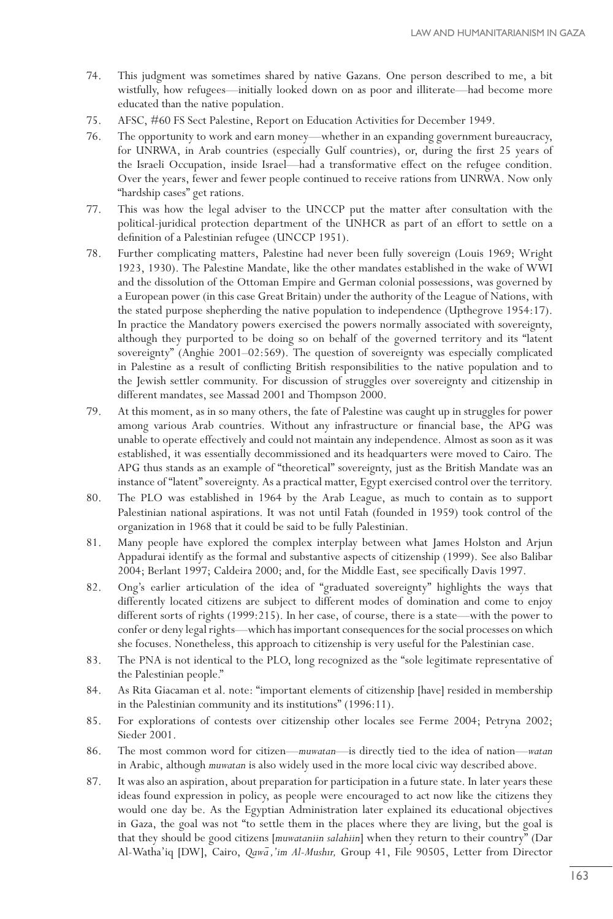74. This judgment was sometimes shared by native Gazans. One person described to me, a bit wistfully, how refugees—initially looked down on as poor and illiterate—had become more educated than the native population.
75. AFSC, #60 FS Sect Palestine, Report on Education Activities for December 1949.
76. The opportunity to work and earn money—whether in an expanding government bureaucracy, for UNRWA, in Arab countries (especially Gulf countries), or, during the first 25 years of the Israeli Occupation, inside Israel—had a transformative effect on the refugee condition. Over the years, fewer and fewer people continued to receive rations from UNRWA. Now only "hardship cases" get rations.
77. This was how the legal adviser to the UNCCP put the matter after consultation with the political-juridical protection department of the UNHCR as part of an effort to settle on a definition of a Palestinian refugee (UNCCP 1951).
78. Further complicating matters, Palestine had never been fully sovereign (Louis 1969; Wright 1923, 1930). The Palestine Mandate, like the other mandates established in the wake of WWI and the dissolution of the Ottoman Empire and German colonial possessions, was governed by a European power (in this case Great Britain) under the authority of the League of Nations, with the stated purpose shepherding the native population to independence (Upthegrove 1954:17). In practice the Mandatory powers exercised the powers normally associated with sovereignty, although they purported to be doing so on behalf of the governed territory and its "latent sovereignty" (Anghie 2001–02:569). The question of sovereignty was especially complicated in Palestine as a result of conflicting British responsibilities to the native population and to the Jewish settler community. For discussion of struggles over sovereignty and citizenship in different mandates, see Massad 2001 and Thompson 2000.
79. At this moment, as in so many others, the fate of Palestine was caught up in struggles for power among various Arab countries. Without any infrastructure or financial base, the APG was unable to operate effectively and could not maintain any independence. Almost as soon as it was established, it was essentially decommissioned and its headquarters were moved to Cairo. The APG thus stands as an example of "theoretical" sovereignty, just as the British Mandate was an instance of "latent" sovereignty. As a practical matter, Egypt exercised control over the territory.
80. The PLO was established in 1964 by the Arab League, as much to contain as to support Palestinian national aspirations. It was not until Fatah (founded in 1959) took control of the organization in 1968 that it could be said to be fully Palestinian.
81. Many people have explored the complex interplay between what James Holston and Arjun Appadurai identify as the formal and substantive aspects of citizenship (1999). See also Balibar 2004; Berlant 1997; Caldeira 2000; and, for the Middle East, see specifically Davis 1997.
82. Ong's earlier articulation of the idea of "graduated sovereignty" highlights the ways that differently located citizens are subject to different modes of domination and come to enjoy different sorts of rights (1999:215). In her case, of course, there is a state—with the power to confer or deny legal rights—which has important consequences for the social processes on which she focuses. Nonetheless, this approach to citizenship is very useful for the Palestinian case.
83. The PNA is not identical to the PLO, long recognized as the "sole legitimate representative of the Palestinian people."
84. As Rita Giacaman et al. note: "important elements of citizenship [have] resided in membership in the Palestinian community and its institutions" (1996:11).
85. For explorations of contests over citizenship other locales see Ferme 2004; Petryna 2002; Sieder 2001.
86. The most common word for citizen—*muwatan*—is directly tied to the idea of nation—*watan* in Arabic, although *muwatan* is also widely used in the more local civic way described above.
87. It was also an aspiration, about preparation for participation in a future state. In later years these ideas found expression in policy, as people were encouraged to act now like the citizens they would one day be. As the Egyptian Administration later explained its educational objectives in Gaza, the goal was not "to settle them in the places where they are living, but the goal is that they should be good citizens [*muwataniin salahiin*] when they return to their country" (Dar Al-Watha'iq [DW], Cairo, *Qawā,'im Al-Mushır,* Group 41, File 90505, Letter from Director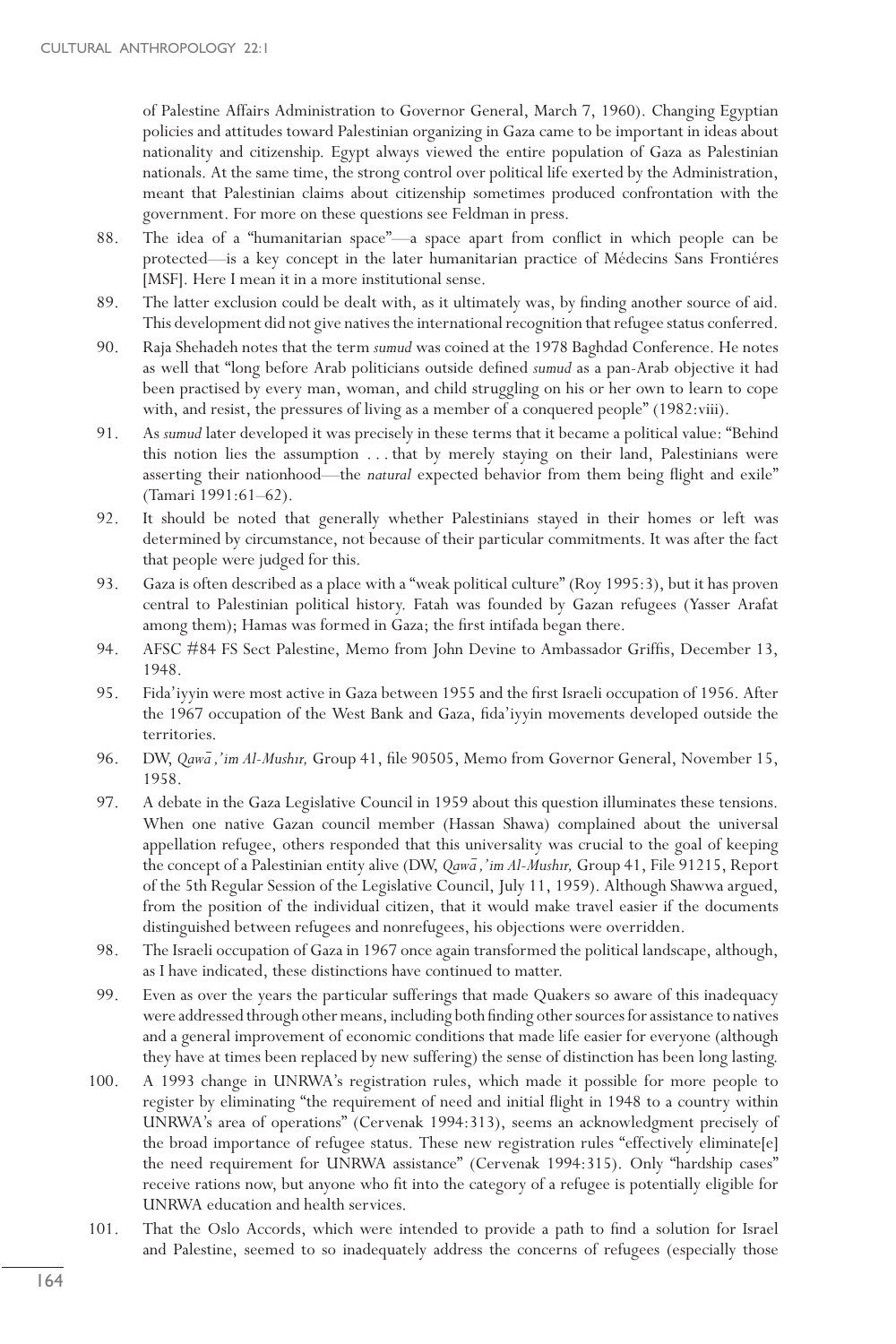of Palestine Affairs Administration to Governor General, March 7, 1960). Changing Egyptian policies and attitudes toward Palestinian organizing in Gaza came to be important in ideas about nationality and citizenship. Egypt always viewed the entire population of Gaza as Palestinian nationals. At the same time, the strong control over political life exerted by the Administration, meant that Palestinian claims about citizenship sometimes produced confrontation with the government. For more on these questions see Feldman in press.

88. The idea of a "humanitarian space"—a space apart from conflict in which people can be protected—is a key concept in the later humanitarian practice of Médecins Sans Frontiéres [MSF]. Here I mean it in a more institutional sense.
89. The latter exclusion could be dealt with, as it ultimately was, by finding another source of aid. This development did not give natives the international recognition that refugee status conferred.
90. Raja Shehadeh notes that the term *sumud* was coined at the 1978 Baghdad Conference. He notes as well that "long before Arab politicians outside defined *sumud* as a pan-Arab objective it had been practised by every man, woman, and child struggling on his or her own to learn to cope with, and resist, the pressures of living as a member of a conquered people" (1982:viii).
91. As *sumud* later developed it was precisely in these terms that it became a political value: "Behind this notion lies the assumption . . . that by merely staying on their land, Palestinians were asserting their nationhood—the *natural* expected behavior from them being flight and exile" (Tamari 1991:61–62).
92. It should be noted that generally whether Palestinians stayed in their homes or left was determined by circumstance, not because of their particular commitments. It was after the fact that people were judged for this.
93. Gaza is often described as a place with a "weak political culture" (Roy 1995:3), but it has proven central to Palestinian political history. Fatah was founded by Gazan refugees (Yasser Arafat among them); Hamas was formed in Gaza; the first intifada began there.
94. AFSC #84 FS Sect Palestine, Memo from John Devine to Ambassador Griffis, December 13, 1948.
95. Fida'iyyin were most active in Gaza between 1955 and the first Israeli occupation of 1956. After the 1967 occupation of the West Bank and Gaza, fida'iyyin movements developed outside the territories.
96. DW, *Qawā'im Al-Mushır,* Group 41, file 90505, Memo from Governor General, November 15, 1958.
97. A debate in the Gaza Legislative Council in 1959 about this question illuminates these tensions. When one native Gazan council member (Hassan Shawa) complained about the universal appellation refugee, others responded that this universality was crucial to the goal of keeping the concept of a Palestinian entity alive (DW, *Qawā'im Al-Mushır,* Group 41, File 91215, Report of the 5th Regular Session of the Legislative Council, July 11, 1959). Although Shawwa argued, from the position of the individual citizen, that it would make travel easier if the documents distinguished between refugees and nonrefugees, his objections were overridden.
98. The Israeli occupation of Gaza in 1967 once again transformed the political landscape, although, as I have indicated, these distinctions have continued to matter.
99. Even as over the years the particular sufferings that made Quakers so aware of this inadequacy were addressed through other means, including both finding other sources for assistance to natives and a general improvement of economic conditions that made life easier for everyone (although they have at times been replaced by new suffering) the sense of distinction has been long lasting.
100. A 1993 change in UNRWA's registration rules, which made it possible for more people to register by eliminating "the requirement of need and initial flight in 1948 to a country within UNRWA's area of operations" (Cervenak 1994:313), seems an acknowledgment precisely of the broad importance of refugee status. These new registration rules "effectively eliminate[e] the need requirement for UNRWA assistance" (Cervenak 1994:315). Only "hardship cases" receive rations now, but anyone who fit into the category of a refugee is potentially eligible for UNRWA education and health services.
101. That the Oslo Accords, which were intended to provide a path to find a solution for Israel and Palestine, seemed to so inadequately address the concerns of refugees (especially those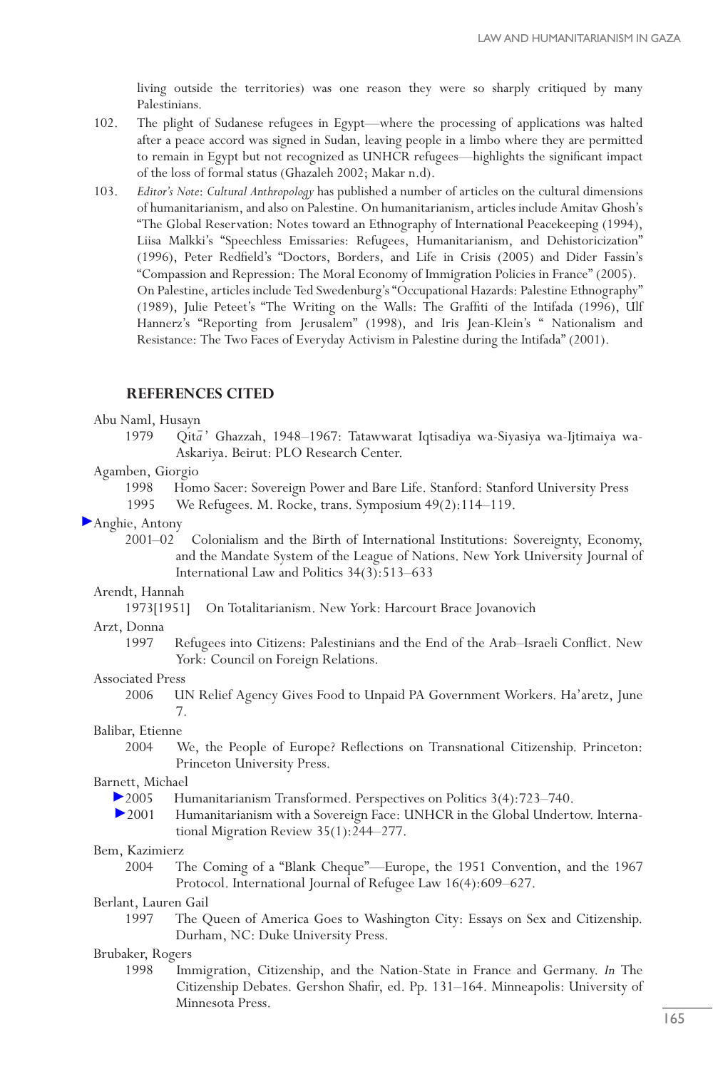living outside the territories) was one reason they were so sharply critiqued by many Palestinians.

102. The plight of Sudanese refugees in Egypt—where the processing of applications was halted after a peace accord was signed in Sudan, leaving people in a limbo where they are permitted to remain in Egypt but not recognized as UNHCR refugees—highlights the significant impact of the loss of formal status (Ghazaleh 2002; Makar n.d).

103. *Editor's Note*: *Cultural Anthropology* has published a number of articles on the cultural dimensions of humanitarianism, and also on Palestine. On humanitarianism, articles include Amitav Ghosh's "The Global Reservation: Notes toward an Ethnography of International Peacekeeping (1994), Liisa Malkki's "Speechless Emissaries: Refugees, Humanitarianism, and Dehistoricization" (1996), Peter Redfield's "Doctors, Borders, and Life in Crisis (2005) and Dider Fassin's "Compassion and Repression: The Moral Economy of Immigration Policies in France" (2005). On Palestine, articles include Ted Swedenburg's "Occupational Hazards: Palestine Ethnography" (1989), Julie Peteet's "The Writing on the Walls: The Graffiti of the Intifada (1996), Ulf Hannerz's "Reporting from Jerusalem" (1998), and Iris Jean-Klein's " Nationalism and Resistance: The Two Faces of Everyday Activism in Palestine during the Intifada" (2001).

## REFERENCES CITED

Abu Naml, Husayn
: 1979 Qitā' Ghazzah, 1948–1967: Tatawwarat Iqtisadiya wa-Siyasiya wa-Ijtimaiya wa-Askariya. Beirut: PLO Research Center.

Agamben, Giorgio
: 1998 Homo Sacer: Sovereign Power and Bare Life. Stanford: Stanford University Press
: 1995 We Refugees. M. Rocke, trans. Symposium 49(2):114–119.

Anghie, Antony
: 2001–02 Colonialism and the Birth of International Institutions: Sovereignty, Economy, and the Mandate System of the League of Nations. New York University Journal of International Law and Politics 34(3):513–633

Arendt, Hannah
: 1973[1951] On Totalitarianism. New York: Harcourt Brace Jovanovich

Arzt, Donna
: 1997 Refugees into Citizens: Palestinians and the End of the Arab–Israeli Conflict. New York: Council on Foreign Relations.

Associated Press
: 2006 UN Relief Agency Gives Food to Unpaid PA Government Workers. Ha'aretz, June 7.

Balibar, Etienne
: 2004 We, the People of Europe? Reflections on Transnational Citizenship. Princeton: Princeton University Press.

Barnett, Michael
: 2005 Humanitarianism Transformed. Perspectives on Politics 3(4):723–740.
: 2001 Humanitarianism with a Sovereign Face: UNHCR in the Global Undertow. International Migration Review 35(1):244–277.

Bem, Kazimierz
: 2004 The Coming of a "Blank Cheque"—Europe, the 1951 Convention, and the 1967 Protocol. International Journal of Refugee Law 16(4):609–627.

Berlant, Lauren Gail
: 1997 The Queen of America Goes to Washington City: Essays on Sex and Citizenship. Durham, NC: Duke University Press.

Brubaker, Rogers
: 1998 Immigration, Citizenship, and the Nation-State in France and Germany. *In* The Citizenship Debates. Gershon Shafir, ed. Pp. 131–164. Minneapolis: University of Minnesota Press.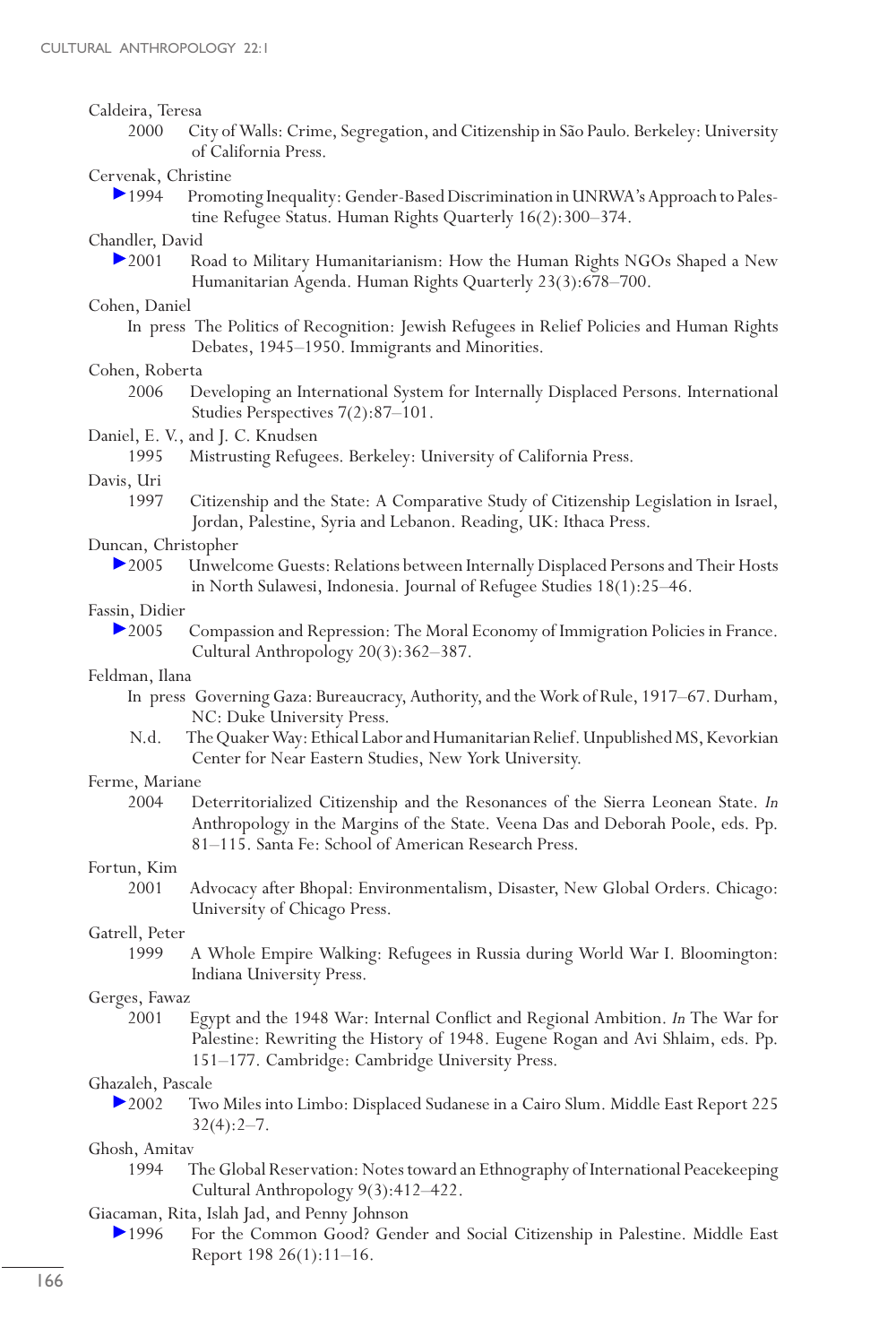Caldeira, Teresa

2000 City of Walls: Crime, Segregation, and Citizenship in São Paulo. Berkeley: University of California Press.

Cervenak, Christine

1994 Promoting Inequality: Gender-Based Discrimination in UNRWA's Approach to Palestine Refugee Status. Human Rights Quarterly 16(2):300–374.

Chandler, David

2001 Road to Military Humanitarianism: How the Human Rights NGOs Shaped a New Humanitarian Agenda. Human Rights Quarterly 23(3):678–700.

Cohen, Daniel

In press The Politics of Recognition: Jewish Refugees in Relief Policies and Human Rights Debates, 1945–1950. Immigrants and Minorities.

Cohen, Roberta

2006 Developing an International System for Internally Displaced Persons. International Studies Perspectives 7(2):87–101.

Daniel, E. V., and J. C. Knudsen

1995 Mistrusting Refugees. Berkeley: University of California Press.

Davis, Uri

1997 Citizenship and the State: A Comparative Study of Citizenship Legislation in Israel, Jordan, Palestine, Syria and Lebanon. Reading, UK: Ithaca Press.

Duncan, Christopher

2005 Unwelcome Guests: Relations between Internally Displaced Persons and Their Hosts in North Sulawesi, Indonesia. Journal of Refugee Studies 18(1):25–46.

Fassin, Didier

2005 Compassion and Repression: The Moral Economy of Immigration Policies in France. Cultural Anthropology 20(3):362–387.

Feldman, Ilana

In press Governing Gaza: Bureaucracy, Authority, and the Work of Rule, 1917–67. Durham, NC: Duke University Press.

N.d. The Quaker Way: Ethical Labor and Humanitarian Relief. Unpublished MS, Kevorkian Center for Near Eastern Studies, New York University.

Ferme, Mariane

2004 Deterritorialized Citizenship and the Resonances of the Sierra Leonean State. *In* Anthropology in the Margins of the State. Veena Das and Deborah Poole, eds. Pp. 81–115. Santa Fe: School of American Research Press.

Fortun, Kim

2001 Advocacy after Bhopal: Environmentalism, Disaster, New Global Orders. Chicago: University of Chicago Press.

Gatrell, Peter

1999 A Whole Empire Walking: Refugees in Russia during World War I. Bloomington: Indiana University Press.

Gerges, Fawaz

2001 Egypt and the 1948 War: Internal Conflict and Regional Ambition. *In* The War for Palestine: Rewriting the History of 1948. Eugene Rogan and Avi Shlaim, eds. Pp. 151–177. Cambridge: Cambridge University Press.

Ghazaleh, Pascale

2002 Two Miles into Limbo: Displaced Sudanese in a Cairo Slum. Middle East Report 225 32(4):2–7.

Ghosh, Amitav

1994 The Global Reservation: Notes toward an Ethnography of International Peacekeeping Cultural Anthropology 9(3):412–422.

Giacaman, Rita, Islah Jad, and Penny Johnson

1996 For the Common Good? Gender and Social Citizenship in Palestine. Middle East Report 198 26(1):11–16.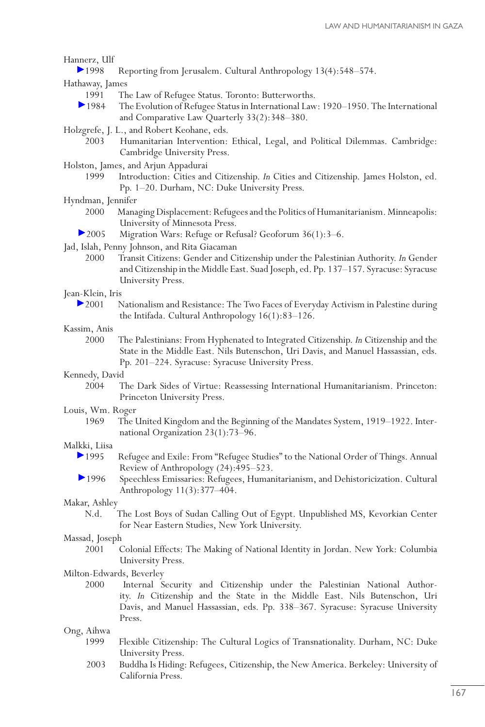Hannerz, Ulf

1998 Reporting from Jerusalem. Cultural Anthropology 13(4):548–574.

Hathaway, James

1991 The Law of Refugee Status. Toronto: Butterworths.

1984 The Evolution of Refugee Status in International Law: 1920–1950. The International and Comparative Law Quarterly 33(2):348–380.

Holzgrefe, J. L., and Robert Keohane, eds.

2003 Humanitarian Intervention: Ethical, Legal, and Political Dilemmas. Cambridge: Cambridge University Press.

Holston, James, and Arjun Appadurai

1999 Introduction: Cities and Citizenship. *In* Cities and Citizenship. James Holston, ed. Pp. 1–20. Durham, NC: Duke University Press.

Hyndman, Jennifer

2000 Managing Displacement: Refugees and the Politics of Humanitarianism. Minneapolis: University of Minnesota Press.

2005 Migration Wars: Refuge or Refusal? Geoforum 36(1):3–6.

Jad, Islah, Penny Johnson, and Rita Giacaman

2000 Transit Citizens: Gender and Citizenship under the Palestinian Authority. *In* Gender and Citizenship in the Middle East. Suad Joseph, ed. Pp. 137–157. Syracuse: Syracuse University Press.

Jean-Klein, Iris

2001 Nationalism and Resistance: The Two Faces of Everyday Activism in Palestine during the Intifada. Cultural Anthropology 16(1):83–126.

Kassim, Anis

2000 The Palestinians: From Hyphenated to Integrated Citizenship. *In* Citizenship and the State in the Middle East. Nils Butenschon, Uri Davis, and Manuel Hassassian, eds. Pp. 201–224. Syracuse: Syracuse University Press.

Kennedy, David

2004 The Dark Sides of Virtue: Reassessing International Humanitarianism. Princeton: Princeton University Press.

Louis, Wm. Roger

1969 The United Kingdom and the Beginning of the Mandates System, 1919–1922. International Organization 23(1):73–96.

Malkki, Liisa

1995 Refugee and Exile: From "Refugee Studies" to the National Order of Things. Annual Review of Anthropology (24):495–523.

1996 Speechless Emissaries: Refugees, Humanitarianism, and Dehistoricization. Cultural Anthropology 11(3):377–404.

Makar, Ashley

N.d. The Lost Boys of Sudan Calling Out of Egypt. Unpublished MS, Kevorkian Center for Near Eastern Studies, New York University.

Massad, Joseph

2001 Colonial Effects: The Making of National Identity in Jordan. New York: Columbia University Press.

Milton-Edwards, Beverley

2000 Internal Security and Citizenship under the Palestinian National Authority. *In* Citizenship and the State in the Middle East. Nils Butenschon, Uri Davis, and Manuel Hassassian, eds. Pp. 338–367. Syracuse: Syracuse University Press.

Ong, Aihwa

1999 Flexible Citizenship: The Cultural Logics of Transnationality. Durham, NC: Duke University Press.

2003 Buddha Is Hiding: Refugees, Citizenship, the New America. Berkeley: University of California Press.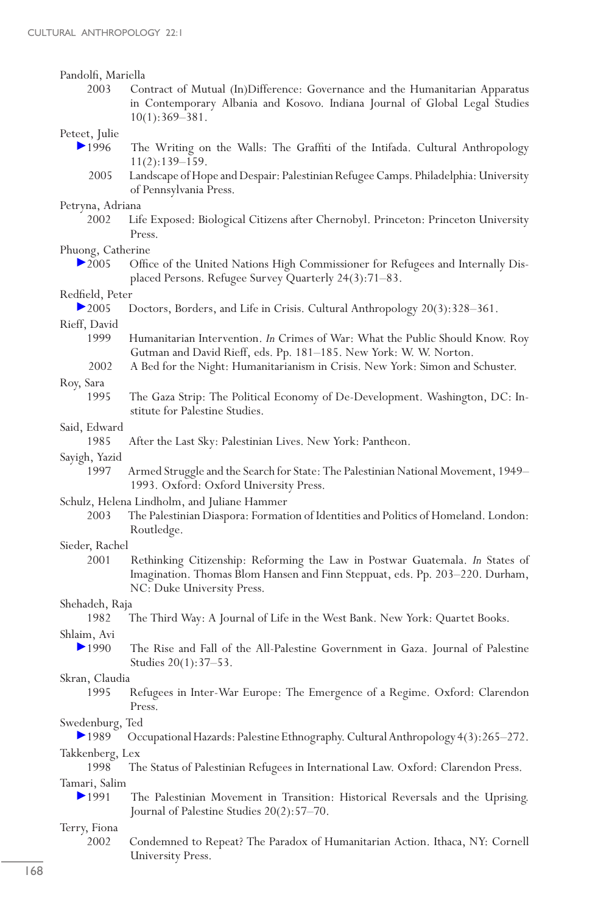Pandolfi, Mariella

2003 Contract of Mutual (In)Difference: Governance and the Humanitarian Apparatus in Contemporary Albania and Kosovo. Indiana Journal of Global Legal Studies 10(1):369–381.

Peteet, Julie

1996 The Writing on the Walls: The Graffiti of the Intifada. Cultural Anthropology 11(2):139–159.

2005 Landscape of Hope and Despair: Palestinian Refugee Camps. Philadelphia: University of Pennsylvania Press.

Petryna, Adriana

2002 Life Exposed: Biological Citizens after Chernobyl. Princeton: Princeton University Press.

Phuong, Catherine

2005 Office of the United Nations High Commissioner for Refugees and Internally Displaced Persons. Refugee Survey Quarterly 24(3):71–83.

Redfield, Peter

2005 Doctors, Borders, and Life in Crisis. Cultural Anthropology 20(3):328–361.

Rieff, David

1999 Humanitarian Intervention. *In* Crimes of War: What the Public Should Know. Roy Gutman and David Rieff, eds. Pp. 181–185. New York: W. W. Norton.

2002 A Bed for the Night: Humanitarianism in Crisis. New York: Simon and Schuster.

Roy, Sara

1995 The Gaza Strip: The Political Economy of De-Development. Washington, DC: Institute for Palestine Studies.

Said, Edward

1985 After the Last Sky: Palestinian Lives. New York: Pantheon.

Sayigh, Yazid

1997 Armed Struggle and the Search for State: The Palestinian National Movement, 1949–1993. Oxford: Oxford University Press.

Schulz, Helena Lindholm, and Juliane Hammer

2003 The Palestinian Diaspora: Formation of Identities and Politics of Homeland. London: Routledge.

Sieder, Rachel

2001 Rethinking Citizenship: Reforming the Law in Postwar Guatemala. *In* States of Imagination. Thomas Blom Hansen and Finn Steppuat, eds. Pp. 203–220. Durham, NC: Duke University Press.

Shehadeh, Raja

1982 The Third Way: A Journal of Life in the West Bank. New York: Quartet Books.

Shlaim, Avi

1990 The Rise and Fall of the All-Palestine Government in Gaza. Journal of Palestine Studies 20(1):37–53.

Skran, Claudia

1995 Refugees in Inter-War Europe: The Emergence of a Regime. Oxford: Clarendon Press.

Swedenburg, Ted

1989 Occupational Hazards: Palestine Ethnography. Cultural Anthropology 4(3):265–272.

Takkenberg, Lex

1998 The Status of Palestinian Refugees in International Law. Oxford: Clarendon Press.

Tamari, Salim

1991 The Palestinian Movement in Transition: Historical Reversals and the Uprising. Journal of Palestine Studies 20(2):57–70.

Terry, Fiona

2002 Condemned to Repeat? The Paradox of Humanitarian Action. Ithaca, NY: Cornell University Press.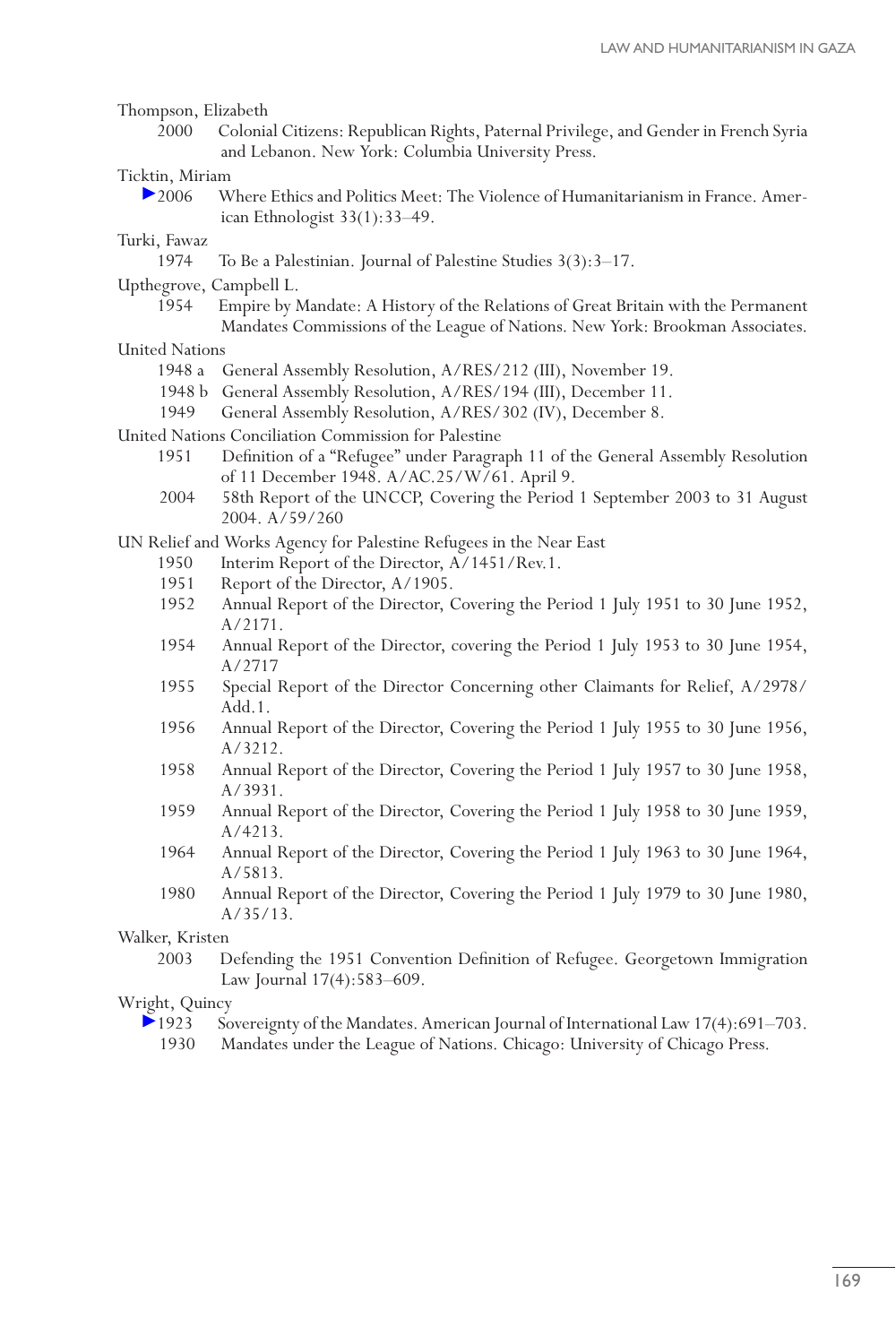Thompson, Elizabeth

2000 Colonial Citizens: Republican Rights, Paternal Privilege, and Gender in French Syria and Lebanon. New York: Columbia University Press.

Ticktin, Miriam

▶2006 Where Ethics and Politics Meet: The Violence of Humanitarianism in France. American Ethnologist 33(1):33–49.

Turki, Fawaz

1974 To Be a Palestinian. Journal of Palestine Studies 3(3):3–17.

Upthegrove, Campbell L.

1954 Empire by Mandate: A History of the Relations of Great Britain with the Permanent Mandates Commissions of the League of Nations. New York: Brookman Associates.

United Nations

1948 a General Assembly Resolution, A/RES/212 (III), November 19.

1948 b General Assembly Resolution, A/RES/194 (III), December 11.

1949 General Assembly Resolution, A/RES/302 (IV), December 8.

United Nations Conciliation Commission for Palestine

1951 Definition of a "Refugee" under Paragraph 11 of the General Assembly Resolution of 11 December 1948. A/AC.25/W/61. April 9.

2004 58th Report of the UNCCP, Covering the Period 1 September 2003 to 31 August 2004. A/59/260

UN Relief and Works Agency for Palestine Refugees in the Near East

1950 Interim Report of the Director, A/1451/Rev.1.

1951 Report of the Director, A/1905.

1952 Annual Report of the Director, Covering the Period 1 July 1951 to 30 June 1952, A/2171.

1954 Annual Report of the Director, covering the Period 1 July 1953 to 30 June 1954, A/2717

1955 Special Report of the Director Concerning other Claimants for Relief, A/2978/Add.1.

1956 Annual Report of the Director, Covering the Period 1 July 1955 to 30 June 1956, A/3212.

1958 Annual Report of the Director, Covering the Period 1 July 1957 to 30 June 1958, A/3931.

1959 Annual Report of the Director, Covering the Period 1 July 1958 to 30 June 1959, A/4213.

1964 Annual Report of the Director, Covering the Period 1 July 1963 to 30 June 1964, A/5813.

1980 Annual Report of the Director, Covering the Period 1 July 1979 to 30 June 1980, A/35/13.

Walker, Kristen

2003 Defending the 1951 Convention Definition of Refugee. Georgetown Immigration Law Journal 17(4):583–609.

Wright, Quincy

▶1923 Sovereignty of the Mandates. American Journal of International Law 17(4):691–703.

1930 Mandates under the League of Nations. Chicago: University of Chicago Press.